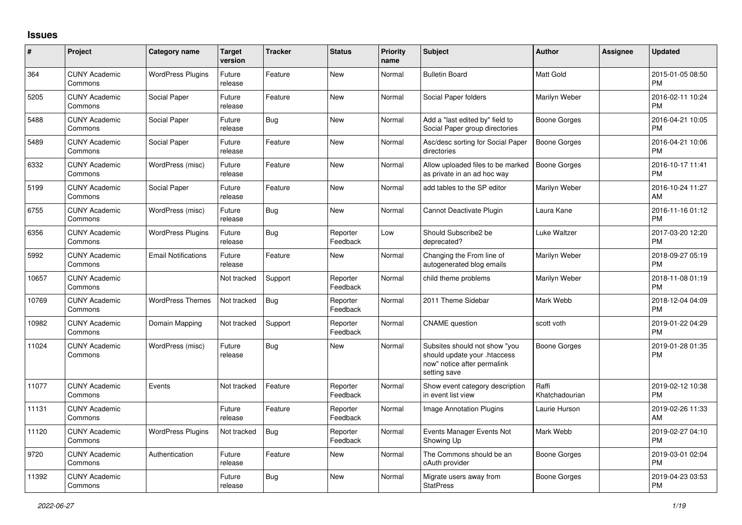## Issues

| # | Project | Category name | Target version | Tracker | Status | Priority name | Subject | Author | Assignee | Updated |
|---|---|---|---|---|---|---|---|---|---|---|
| 364 | CUNY Academic Commons | WordPress Plugins | Future release | Feature | New | Normal | Bulletin Board | Matt Gold | | 2015-01-05 08:50 PM |
| 5205 | CUNY Academic Commons | Social Paper | Future release | Feature | New | Normal | Social Paper folders | Marilyn Weber | | 2016-02-11 10:24 PM |
| 5488 | CUNY Academic Commons | Social Paper | Future release | Bug | New | Normal | Add a "last edited by" field to Social Paper group directories | Boone Gorges | | 2016-04-21 10:05 PM |
| 5489 | CUNY Academic Commons | Social Paper | Future release | Feature | New | Normal | Asc/desc sorting for Social Paper directories | Boone Gorges | | 2016-04-21 10:06 PM |
| 6332 | CUNY Academic Commons | WordPress (misc) | Future release | Feature | New | Normal | Allow uploaded files to be marked as private in an ad hoc way | Boone Gorges | | 2016-10-17 11:41 PM |
| 5199 | CUNY Academic Commons | Social Paper | Future release | Feature | New | Normal | add tables to the SP editor | Marilyn Weber | | 2016-10-24 11:27 AM |
| 6755 | CUNY Academic Commons | WordPress (misc) | Future release | Bug | New | Normal | Cannot Deactivate Plugin | Laura Kane | | 2016-11-16 01:12 PM |
| 6356 | CUNY Academic Commons | WordPress Plugins | Future release | Bug | Reporter Feedback | Low | Should Subscribe2 be deprecated? | Luke Waltzer | | 2017-03-20 12:20 PM |
| 5992 | CUNY Academic Commons | Email Notifications | Future release | Feature | New | Normal | Changing the From line of autogenerated blog emails | Marilyn Weber | | 2018-09-27 05:19 PM |
| 10657 | CUNY Academic Commons | | Not tracked | Support | Reporter Feedback | Normal | child theme problems | Marilyn Weber | | 2018-11-08 01:19 PM |
| 10769 | CUNY Academic Commons | WordPress Themes | Not tracked | Bug | Reporter Feedback | Normal | 2011 Theme Sidebar | Mark Webb | | 2018-12-04 04:09 PM |
| 10982 | CUNY Academic Commons | Domain Mapping | Not tracked | Support | Reporter Feedback | Normal | CNAME question | scott voth | | 2019-01-22 04:29 PM |
| 11024 | CUNY Academic Commons | WordPress (misc) | Future release | Bug | New | Normal | Subsites should not show "you should update your .htaccess now" notice after permalink setting save | Boone Gorges | | 2019-01-28 01:35 PM |
| 11077 | CUNY Academic Commons | Events | Not tracked | Feature | Reporter Feedback | Normal | Show event category description in event list view | Raffi Khatchadourian | | 2019-02-12 10:38 PM |
| 11131 | CUNY Academic Commons | | Future release | Feature | Reporter Feedback | Normal | Image Annotation Plugins | Laurie Hurson | | 2019-02-26 11:33 AM |
| 11120 | CUNY Academic Commons | WordPress Plugins | Not tracked | Bug | Reporter Feedback | Normal | Events Manager Events Not Showing Up | Mark Webb | | 2019-02-27 04:10 PM |
| 9720 | CUNY Academic Commons | Authentication | Future release | Feature | New | Normal | The Commons should be an oAuth provider | Boone Gorges | | 2019-03-01 02:04 PM |
| 11392 | CUNY Academic Commons | | Future release | Bug | New | Normal | Migrate users away from StatPress | Boone Gorges | | 2019-04-23 03:53 PM |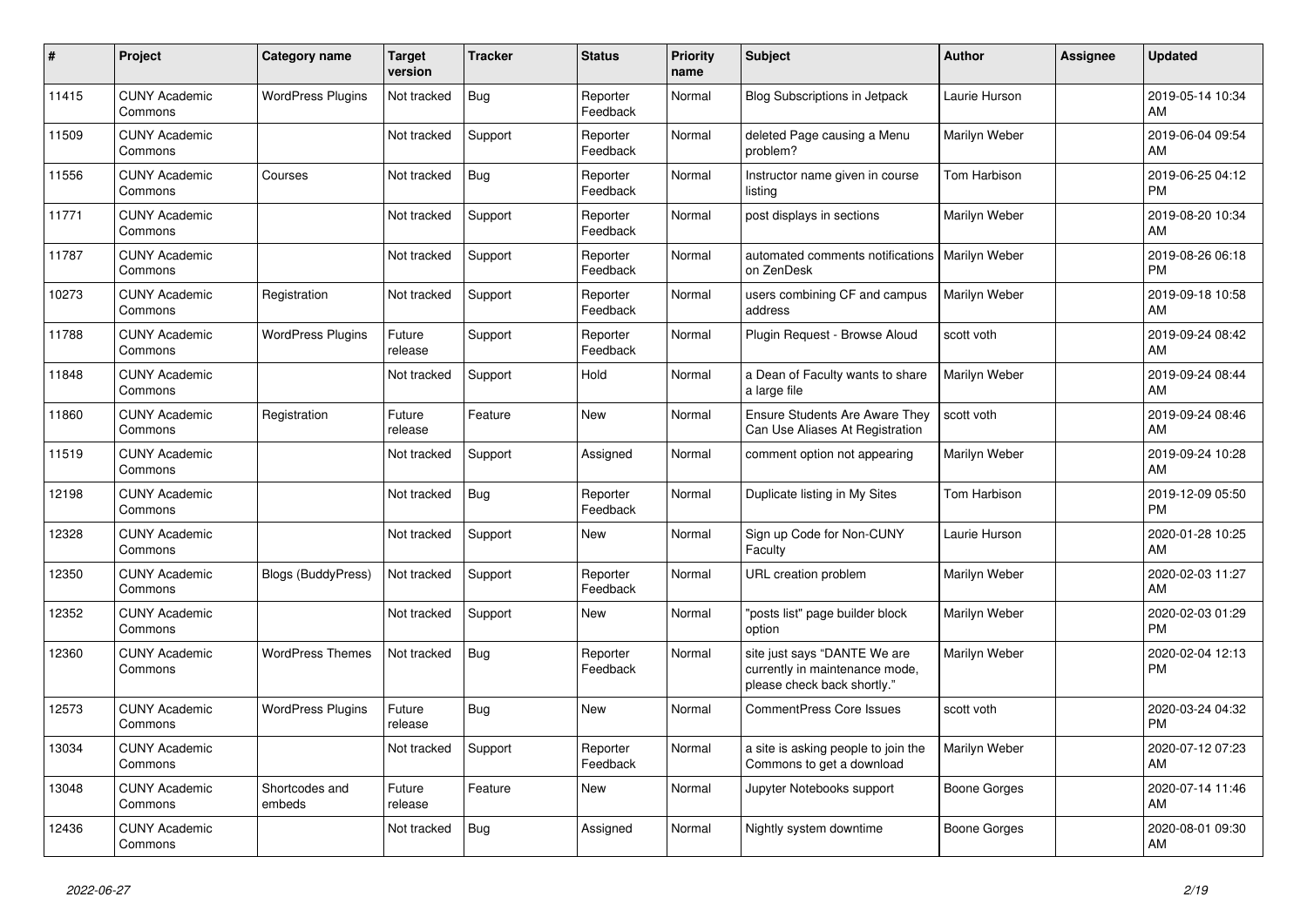| # | Project | Category name | Target version | Tracker | Status | Priority name | Subject | Author | Assignee | Updated |
|---|---|---|---|---|---|---|---|---|---|---|
| 11415 | CUNY Academic Commons | WordPress Plugins | Not tracked | Bug | Reporter Feedback | Normal | Blog Subscriptions in Jetpack | Laurie Hurson | | 2019-05-14 10:34 AM |
| 11509 | CUNY Academic Commons | | Not tracked | Support | Reporter Feedback | Normal | deleted Page causing a Menu problem? | Marilyn Weber | | 2019-06-04 09:54 AM |
| 11556 | CUNY Academic Commons | Courses | Not tracked | Bug | Reporter Feedback | Normal | Instructor name given in course listing | Tom Harbison | | 2019-06-25 04:12 PM |
| 11771 | CUNY Academic Commons | | Not tracked | Support | Reporter Feedback | Normal | post displays in sections | Marilyn Weber | | 2019-08-20 10:34 AM |
| 11787 | CUNY Academic Commons | | Not tracked | Support | Reporter Feedback | Normal | automated comments notifications on ZenDesk | Marilyn Weber | | 2019-08-26 06:18 PM |
| 10273 | CUNY Academic Commons | Registration | Not tracked | Support | Reporter Feedback | Normal | users combining CF and campus address | Marilyn Weber | | 2019-09-18 10:58 AM |
| 11788 | CUNY Academic Commons | WordPress Plugins | Future release | Support | Reporter Feedback | Normal | Plugin Request - Browse Aloud | scott voth | | 2019-09-24 08:42 AM |
| 11848 | CUNY Academic Commons | | Not tracked | Support | Hold | Normal | a Dean of Faculty wants to share a large file | Marilyn Weber | | 2019-09-24 08:44 AM |
| 11860 | CUNY Academic Commons | Registration | Future release | Feature | New | Normal | Ensure Students Are Aware They Can Use Aliases At Registration | scott voth | | 2019-09-24 08:46 AM |
| 11519 | CUNY Academic Commons | | Not tracked | Support | Assigned | Normal | comment option not appearing | Marilyn Weber | | 2019-09-24 10:28 AM |
| 12198 | CUNY Academic Commons | | Not tracked | Bug | Reporter Feedback | Normal | Duplicate listing in My Sites | Tom Harbison | | 2019-12-09 05:50 PM |
| 12328 | CUNY Academic Commons | | Not tracked | Support | New | Normal | Sign up Code for Non-CUNY Faculty | Laurie Hurson | | 2020-01-28 10:25 AM |
| 12350 | CUNY Academic Commons | Blogs (BuddyPress) | Not tracked | Support | Reporter Feedback | Normal | URL creation problem | Marilyn Weber | | 2020-02-03 11:27 AM |
| 12352 | CUNY Academic Commons | | Not tracked | Support | New | Normal | "posts list" page builder block option | Marilyn Weber | | 2020-02-03 01:29 PM |
| 12360 | CUNY Academic Commons | WordPress Themes | Not tracked | Bug | Reporter Feedback | Normal | site just says "DANTE We are currently in maintenance mode, please check back shortly." | Marilyn Weber | | 2020-02-04 12:13 PM |
| 12573 | CUNY Academic Commons | WordPress Plugins | Future release | Bug | New | Normal | CommentPress Core Issues | scott voth | | 2020-03-24 04:32 PM |
| 13034 | CUNY Academic Commons | | Not tracked | Support | Reporter Feedback | Normal | a site is asking people to join the Commons to get a download | Marilyn Weber | | 2020-07-12 07:23 AM |
| 13048 | CUNY Academic Commons | Shortcodes and embeds | Future release | Feature | New | Normal | Jupyter Notebooks support | Boone Gorges | | 2020-07-14 11:46 AM |
| 12436 | CUNY Academic Commons | | Not tracked | Bug | Assigned | Normal | Nightly system downtime | Boone Gorges | | 2020-08-01 09:30 AM |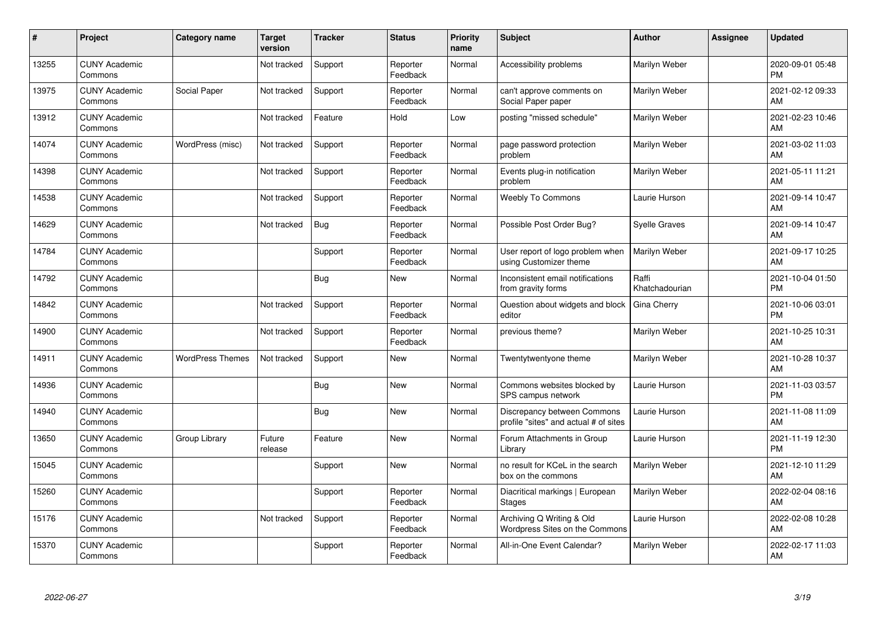| # | Project | Category name | Target version | Tracker | Status | Priority name | Subject | Author | Assignee | Updated |
|---|---|---|---|---|---|---|---|---|---|---|
| 13255 | CUNY Academic Commons | | Not tracked | Support | Reporter Feedback | Normal | Accessibility problems | Marilyn Weber | | 2020-09-01 05:48 PM |
| 13975 | CUNY Academic Commons | Social Paper | Not tracked | Support | Reporter Feedback | Normal | can't approve comments on Social Paper paper | Marilyn Weber | | 2021-02-12 09:33 AM |
| 13912 | CUNY Academic Commons | | Not tracked | Feature | Hold | Low | posting "missed schedule" | Marilyn Weber | | 2021-02-23 10:46 AM |
| 14074 | CUNY Academic Commons | WordPress (misc) | Not tracked | Support | Reporter Feedback | Normal | page password protection problem | Marilyn Weber | | 2021-03-02 11:03 AM |
| 14398 | CUNY Academic Commons | | Not tracked | Support | Reporter Feedback | Normal | Events plug-in notification problem | Marilyn Weber | | 2021-05-11 11:21 AM |
| 14538 | CUNY Academic Commons | | Not tracked | Support | Reporter Feedback | Normal | Weebly To Commons | Laurie Hurson | | 2021-09-14 10:47 AM |
| 14629 | CUNY Academic Commons | | Not tracked | Bug | Reporter Feedback | Normal | Possible Post Order Bug? | Syelle Graves | | 2021-09-14 10:47 AM |
| 14784 | CUNY Academic Commons | | | Support | Reporter Feedback | Normal | User report of logo problem when using Customizer theme | Marilyn Weber | | 2021-09-17 10:25 AM |
| 14792 | CUNY Academic Commons | | | Bug | New | Normal | Inconsistent email notifications from gravity forms | Raffi Khatchadourian | | 2021-10-04 01:50 PM |
| 14842 | CUNY Academic Commons | | Not tracked | Support | Reporter Feedback | Normal | Question about widgets and block editor | Gina Cherry | | 2021-10-06 03:01 PM |
| 14900 | CUNY Academic Commons | | Not tracked | Support | Reporter Feedback | Normal | previous theme? | Marilyn Weber | | 2021-10-25 10:31 AM |
| 14911 | CUNY Academic Commons | WordPress Themes | Not tracked | Support | New | Normal | Twentytwentyone theme | Marilyn Weber | | 2021-10-28 10:37 AM |
| 14936 | CUNY Academic Commons | | | Bug | New | Normal | Commons websites blocked by SPS campus network | Laurie Hurson | | 2021-11-03 03:57 PM |
| 14940 | CUNY Academic Commons | | | Bug | New | Normal | Discrepancy between Commons profile "sites" and actual # of sites | Laurie Hurson | | 2021-11-08 11:09 AM |
| 13650 | CUNY Academic Commons | Group Library | Future release | Feature | New | Normal | Forum Attachments in Group Library | Laurie Hurson | | 2021-11-19 12:30 PM |
| 15045 | CUNY Academic Commons | | | Support | New | Normal | no result for KCeL in the search box on the commons | Marilyn Weber | | 2021-12-10 11:29 AM |
| 15260 | CUNY Academic Commons | | | Support | Reporter Feedback | Normal | Diacritical markings \| European Stages | Marilyn Weber | | 2022-02-04 08:16 AM |
| 15176 | CUNY Academic Commons | | Not tracked | Support | Reporter Feedback | Normal | Archiving Q Writing & Old Wordpress Sites on the Commons | Laurie Hurson | | 2022-02-08 10:28 AM |
| 15370 | CUNY Academic Commons | | | Support | Reporter Feedback | Normal | All-in-One Event Calendar? | Marilyn Weber | | 2022-02-17 11:03 AM |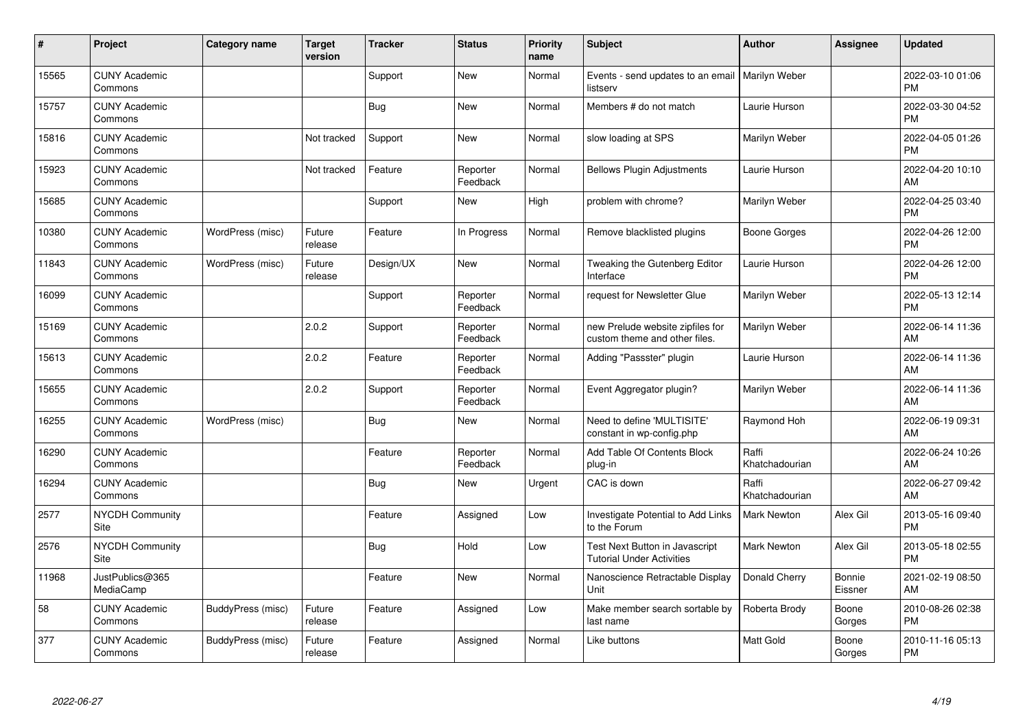| # | Project | Category name | Target version | Tracker | Status | Priority name | Subject | Author | Assignee | Updated |
|---|---|---|---|---|---|---|---|---|---|---|
| 15565 | CUNY Academic Commons | | | Support | New | Normal | Events - send updates to an email listserv | Marilyn Weber | | 2022-03-10 01:06 PM |
| 15757 | CUNY Academic Commons | | | Bug | New | Normal | Members # do not match | Laurie Hurson | | 2022-03-30 04:52 PM |
| 15816 | CUNY Academic Commons | | Not tracked | Support | New | Normal | slow loading at SPS | Marilyn Weber | | 2022-04-05 01:26 PM |
| 15923 | CUNY Academic Commons | | Not tracked | Feature | Reporter Feedback | Normal | Bellows Plugin Adjustments | Laurie Hurson | | 2022-04-20 10:10 AM |
| 15685 | CUNY Academic Commons | | | Support | New | High | problem with chrome? | Marilyn Weber | | 2022-04-25 03:40 PM |
| 10380 | CUNY Academic Commons | WordPress (misc) | Future release | Feature | In Progress | Normal | Remove blacklisted plugins | Boone Gorges | | 2022-04-26 12:00 PM |
| 11843 | CUNY Academic Commons | WordPress (misc) | Future release | Design/UX | New | Normal | Tweaking the Gutenberg Editor Interface | Laurie Hurson | | 2022-04-26 12:00 PM |
| 16099 | CUNY Academic Commons | | | Support | Reporter Feedback | Normal | request for Newsletter Glue | Marilyn Weber | | 2022-05-13 12:14 PM |
| 15169 | CUNY Academic Commons | | 2.0.2 | Support | Reporter Feedback | Normal | new Prelude website zipfiles for custom theme and other files. | Marilyn Weber | | 2022-06-14 11:36 AM |
| 15613 | CUNY Academic Commons | | 2.0.2 | Feature | Reporter Feedback | Normal | Adding "Passster" plugin | Laurie Hurson | | 2022-06-14 11:36 AM |
| 15655 | CUNY Academic Commons | | 2.0.2 | Support | Reporter Feedback | Normal | Event Aggregator plugin? | Marilyn Weber | | 2022-06-14 11:36 AM |
| 16255 | CUNY Academic Commons | WordPress (misc) | | Bug | New | Normal | Need to define 'MULTISITE' constant in wp-config.php | Raymond Hoh | | 2022-06-19 09:31 AM |
| 16290 | CUNY Academic Commons | | | Feature | Reporter Feedback | Normal | Add Table Of Contents Block plug-in | Raffi Khatchadourian | | 2022-06-24 10:26 AM |
| 16294 | CUNY Academic Commons | | | Bug | New | Urgent | CAC is down | Raffi Khatchadourian | | 2022-06-27 09:42 AM |
| 2577 | NYCDH Community Site | | | Feature | Assigned | Low | Investigate Potential to Add Links to the Forum | Mark Newton | Alex Gil | 2013-05-16 09:40 PM |
| 2576 | NYCDH Community Site | | | Bug | Hold | Low | Test Next Button in Javascript Tutorial Under Activities | Mark Newton | Alex Gil | 2013-05-18 02:55 PM |
| 11968 | JustPublics@365 MediaCamp | | | Feature | New | Normal | Nanoscience Retractable Display Unit | Donald Cherry | Bonnie Eissner | 2021-02-19 08:50 AM |
| 58 | CUNY Academic Commons | BuddyPress (misc) | Future release | Feature | Assigned | Low | Make member search sortable by last name | Roberta Brody | Boone Gorges | 2010-08-26 02:38 PM |
| 377 | CUNY Academic Commons | BuddyPress (misc) | Future release | Feature | Assigned | Normal | Like buttons | Matt Gold | Boone Gorges | 2010-11-16 05:13 PM |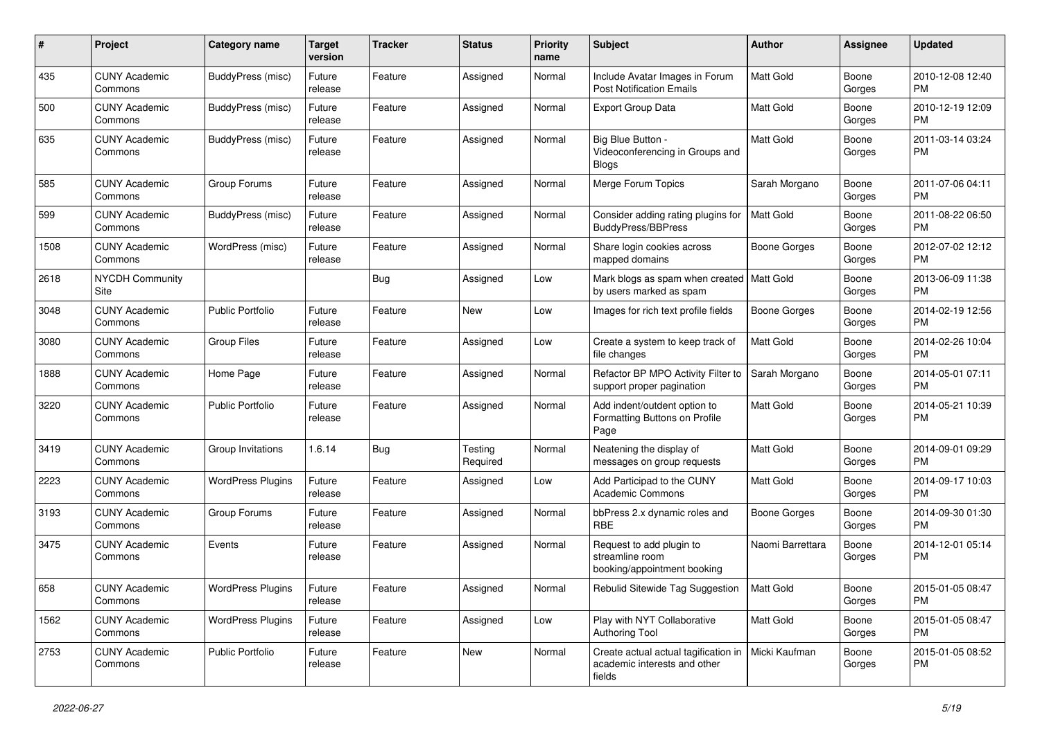| # | Project | Category name | Target version | Tracker | Status | Priority name | Subject | Author | Assignee | Updated |
|---|---|---|---|---|---|---|---|---|---|---|
| 435 | CUNY Academic Commons | BuddyPress (misc) | Future release | Feature | Assigned | Normal | Include Avatar Images in Forum Post Notification Emails | Matt Gold | Boone Gorges | 2010-12-08 12:40 PM |
| 500 | CUNY Academic Commons | BuddyPress (misc) | Future release | Feature | Assigned | Normal | Export Group Data | Matt Gold | Boone Gorges | 2010-12-19 12:09 PM |
| 635 | CUNY Academic Commons | BuddyPress (misc) | Future release | Feature | Assigned | Normal | Big Blue Button - Videoconferencing in Groups and Blogs | Matt Gold | Boone Gorges | 2011-03-14 03:24 PM |
| 585 | CUNY Academic Commons | Group Forums | Future release | Feature | Assigned | Normal | Merge Forum Topics | Sarah Morgano | Boone Gorges | 2011-07-06 04:11 PM |
| 599 | CUNY Academic Commons | BuddyPress (misc) | Future release | Feature | Assigned | Normal | Consider adding rating plugins for BuddyPress/BBPress | Matt Gold | Boone Gorges | 2011-08-22 06:50 PM |
| 1508 | CUNY Academic Commons | WordPress (misc) | Future release | Feature | Assigned | Normal | Share login cookies across mapped domains | Boone Gorges | Boone Gorges | 2012-07-02 12:12 PM |
| 2618 | NYCDH Community Site | | | Bug | Assigned | Low | Mark blogs as spam when created by users marked as spam | Matt Gold | Boone Gorges | 2013-06-09 11:38 PM |
| 3048 | CUNY Academic Commons | Public Portfolio | Future release | Feature | New | Low | Images for rich text profile fields | Boone Gorges | Boone Gorges | 2014-02-19 12:56 PM |
| 3080 | CUNY Academic Commons | Group Files | Future release | Feature | Assigned | Low | Create a system to keep track of file changes | Matt Gold | Boone Gorges | 2014-02-26 10:04 PM |
| 1888 | CUNY Academic Commons | Home Page | Future release | Feature | Assigned | Normal | Refactor BP MPO Activity Filter to support proper pagination | Sarah Morgano | Boone Gorges | 2014-05-01 07:11 PM |
| 3220 | CUNY Academic Commons | Public Portfolio | Future release | Feature | Assigned | Normal | Add indent/outdent option to Formatting Buttons on Profile Page | Matt Gold | Boone Gorges | 2014-05-21 10:39 PM |
| 3419 | CUNY Academic Commons | Group Invitations | 1.6.14 | Bug | Testing Required | Normal | Neatening the display of messages on group requests | Matt Gold | Boone Gorges | 2014-09-01 09:29 PM |
| 2223 | CUNY Academic Commons | WordPress Plugins | Future release | Feature | Assigned | Low | Add Participad to the CUNY Academic Commons | Matt Gold | Boone Gorges | 2014-09-17 10:03 PM |
| 3193 | CUNY Academic Commons | Group Forums | Future release | Feature | Assigned | Normal | bbPress 2.x dynamic roles and RBE | Boone Gorges | Boone Gorges | 2014-09-30 01:30 PM |
| 3475 | CUNY Academic Commons | Events | Future release | Feature | Assigned | Normal | Request to add plugin to streamline room booking/appointment booking | Naomi Barrettara | Boone Gorges | 2014-12-01 05:14 PM |
| 658 | CUNY Academic Commons | WordPress Plugins | Future release | Feature | Assigned | Normal | Rebulid Sitewide Tag Suggestion | Matt Gold | Boone Gorges | 2015-01-05 08:47 PM |
| 1562 | CUNY Academic Commons | WordPress Plugins | Future release | Feature | Assigned | Low | Play with NYT Collaborative Authoring Tool | Matt Gold | Boone Gorges | 2015-01-05 08:47 PM |
| 2753 | CUNY Academic Commons | Public Portfolio | Future release | Feature | New | Normal | Create actual actual tagification in academic interests and other fields | Micki Kaufman | Boone Gorges | 2015-01-05 08:52 PM |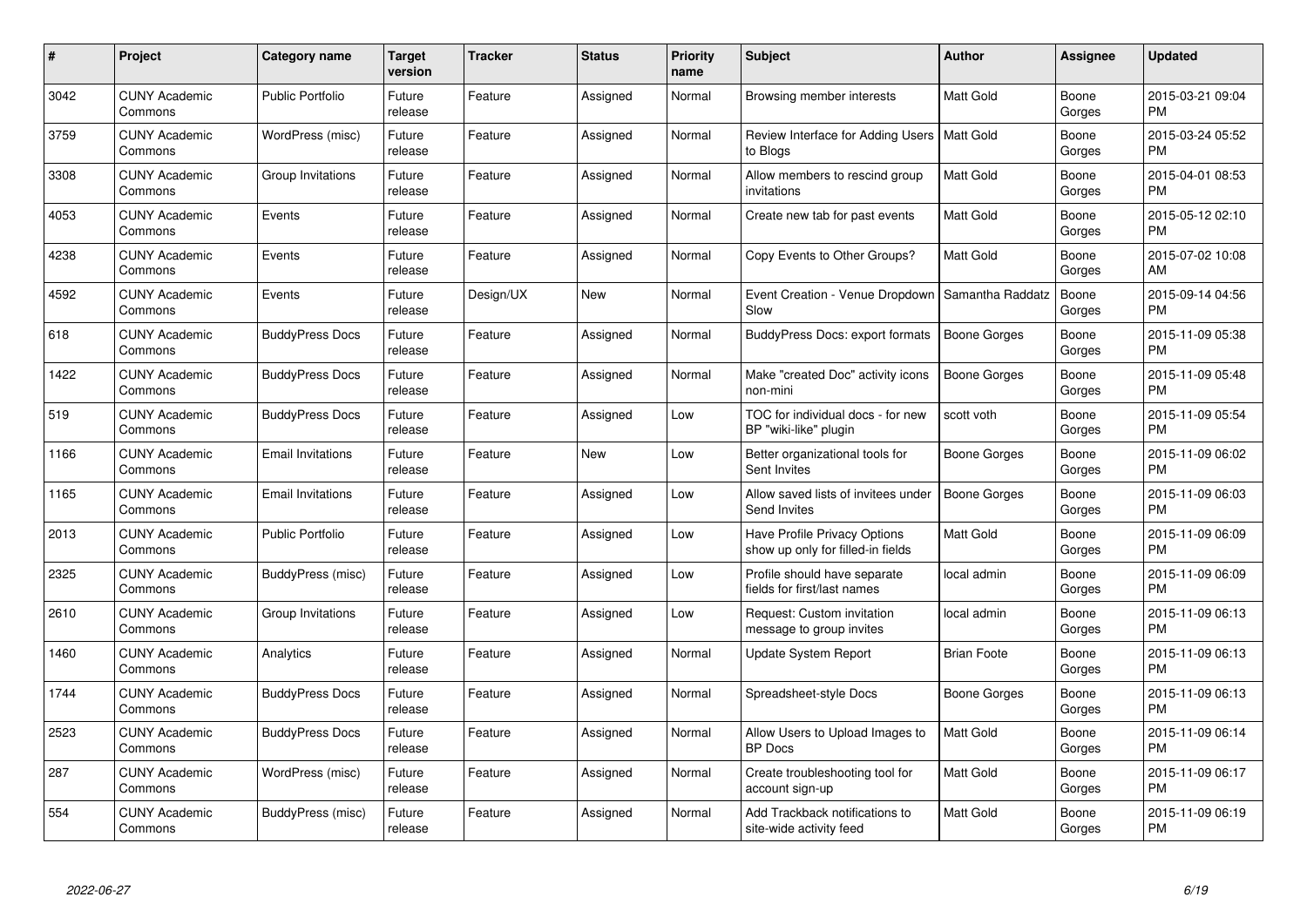| # | Project | Category name | Target version | Tracker | Status | Priority name | Subject | Author | Assignee | Updated |
|---|---|---|---|---|---|---|---|---|---|---|
| 3042 | CUNY Academic Commons | Public Portfolio | Future release | Feature | Assigned | Normal | Browsing member interests | Matt Gold | Boone Gorges | 2015-03-21 09:04 PM |
| 3759 | CUNY Academic Commons | WordPress (misc) | Future release | Feature | Assigned | Normal | Review Interface for Adding Users to Blogs | Matt Gold | Boone Gorges | 2015-03-24 05:52 PM |
| 3308 | CUNY Academic Commons | Group Invitations | Future release | Feature | Assigned | Normal | Allow members to rescind group invitations | Matt Gold | Boone Gorges | 2015-04-01 08:53 PM |
| 4053 | CUNY Academic Commons | Events | Future release | Feature | Assigned | Normal | Create new tab for past events | Matt Gold | Boone Gorges | 2015-05-12 02:10 PM |
| 4238 | CUNY Academic Commons | Events | Future release | Feature | Assigned | Normal | Copy Events to Other Groups? | Matt Gold | Boone Gorges | 2015-07-02 10:08 AM |
| 4592 | CUNY Academic Commons | Events | Future release | Design/UX | New | Normal | Event Creation - Venue Dropdown Slow | Samantha Raddatz | Boone Gorges | 2015-09-14 04:56 PM |
| 618 | CUNY Academic Commons | BuddyPress Docs | Future release | Feature | Assigned | Normal | BuddyPress Docs: export formats | Boone Gorges | Boone Gorges | 2015-11-09 05:38 PM |
| 1422 | CUNY Academic Commons | BuddyPress Docs | Future release | Feature | Assigned | Normal | Make "created Doc" activity icons non-mini | Boone Gorges | Boone Gorges | 2015-11-09 05:48 PM |
| 519 | CUNY Academic Commons | BuddyPress Docs | Future release | Feature | Assigned | Low | TOC for individual docs - for new BP "wiki-like" plugin | scott voth | Boone Gorges | 2015-11-09 05:54 PM |
| 1166 | CUNY Academic Commons | Email Invitations | Future release | Feature | New | Low | Better organizational tools for Sent Invites | Boone Gorges | Boone Gorges | 2015-11-09 06:02 PM |
| 1165 | CUNY Academic Commons | Email Invitations | Future release | Feature | Assigned | Low | Allow saved lists of invitees under Send Invites | Boone Gorges | Boone Gorges | 2015-11-09 06:03 PM |
| 2013 | CUNY Academic Commons | Public Portfolio | Future release | Feature | Assigned | Low | Have Profile Privacy Options show up only for filled-in fields | Matt Gold | Boone Gorges | 2015-11-09 06:09 PM |
| 2325 | CUNY Academic Commons | BuddyPress (misc) | Future release | Feature | Assigned | Low | Profile should have separate fields for first/last names | local admin | Boone Gorges | 2015-11-09 06:09 PM |
| 2610 | CUNY Academic Commons | Group Invitations | Future release | Feature | Assigned | Low | Request: Custom invitation message to group invites | local admin | Boone Gorges | 2015-11-09 06:13 PM |
| 1460 | CUNY Academic Commons | Analytics | Future release | Feature | Assigned | Normal | Update System Report | Brian Foote | Boone Gorges | 2015-11-09 06:13 PM |
| 1744 | CUNY Academic Commons | BuddyPress Docs | Future release | Feature | Assigned | Normal | Spreadsheet-style Docs | Boone Gorges | Boone Gorges | 2015-11-09 06:13 PM |
| 2523 | CUNY Academic Commons | BuddyPress Docs | Future release | Feature | Assigned | Normal | Allow Users to Upload Images to BP Docs | Matt Gold | Boone Gorges | 2015-11-09 06:14 PM |
| 287 | CUNY Academic Commons | WordPress (misc) | Future release | Feature | Assigned | Normal | Create troubleshooting tool for account sign-up | Matt Gold | Boone Gorges | 2015-11-09 06:17 PM |
| 554 | CUNY Academic Commons | BuddyPress (misc) | Future release | Feature | Assigned | Normal | Add Trackback notifications to site-wide activity feed | Matt Gold | Boone Gorges | 2015-11-09 06:19 PM |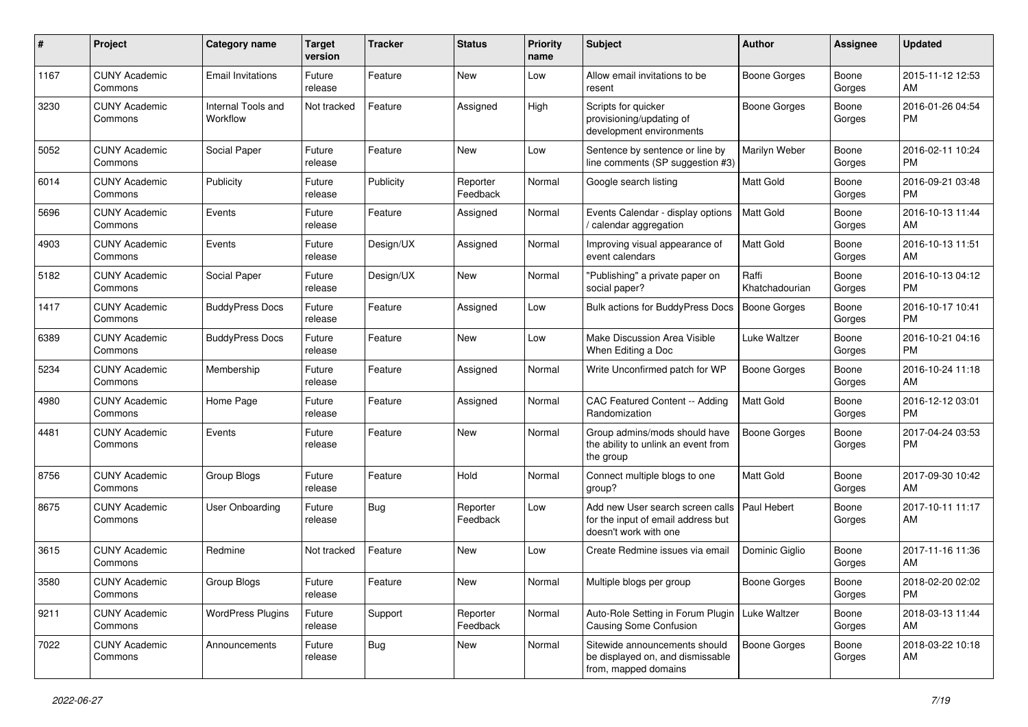| # | Project | Category name | Target version | Tracker | Status | Priority name | Subject | Author | Assignee | Updated |
|---|---|---|---|---|---|---|---|---|---|---|
| 1167 | CUNY Academic Commons | Email Invitations | Future release | Feature | New | Low | Allow email invitations to be resent | Boone Gorges | Boone Gorges | 2015-11-12 12:53 AM |
| 3230 | CUNY Academic Commons | Internal Tools and Workflow | Not tracked | Feature | Assigned | High | Scripts for quicker provisioning/updating of development environments | Boone Gorges | Boone Gorges | 2016-01-26 04:54 PM |
| 5052 | CUNY Academic Commons | Social Paper | Future release | Feature | New | Low | Sentence by sentence or line by line comments (SP suggestion #3) | Marilyn Weber | Boone Gorges | 2016-02-11 10:24 PM |
| 6014 | CUNY Academic Commons | Publicity | Future release | Publicity | Reporter Feedback | Normal | Google search listing | Matt Gold | Boone Gorges | 2016-09-21 03:48 PM |
| 5696 | CUNY Academic Commons | Events | Future release | Feature | Assigned | Normal | Events Calendar - display options / calendar aggregation | Matt Gold | Boone Gorges | 2016-10-13 11:44 AM |
| 4903 | CUNY Academic Commons | Events | Future release | Design/UX | Assigned | Normal | Improving visual appearance of event calendars | Matt Gold | Boone Gorges | 2016-10-13 11:51 AM |
| 5182 | CUNY Academic Commons | Social Paper | Future release | Design/UX | New | Normal | "Publishing" a private paper on social paper? | Raffi Khatchadourian | Boone Gorges | 2016-10-13 04:12 PM |
| 1417 | CUNY Academic Commons | BuddyPress Docs | Future release | Feature | Assigned | Low | Bulk actions for BuddyPress Docs | Boone Gorges | Boone Gorges | 2016-10-17 10:41 PM |
| 6389 | CUNY Academic Commons | BuddyPress Docs | Future release | Feature | New | Low | Make Discussion Area Visible When Editing a Doc | Luke Waltzer | Boone Gorges | 2016-10-21 04:16 PM |
| 5234 | CUNY Academic Commons | Membership | Future release | Feature | Assigned | Normal | Write Unconfirmed patch for WP | Boone Gorges | Boone Gorges | 2016-10-24 11:18 AM |
| 4980 | CUNY Academic Commons | Home Page | Future release | Feature | Assigned | Normal | CAC Featured Content -- Adding Randomization | Matt Gold | Boone Gorges | 2016-12-12 03:01 PM |
| 4481 | CUNY Academic Commons | Events | Future release | Feature | New | Normal | Group admins/mods should have the ability to unlink an event from the group | Boone Gorges | Boone Gorges | 2017-04-24 03:53 PM |
| 8756 | CUNY Academic Commons | Group Blogs | Future release | Feature | Hold | Normal | Connect multiple blogs to one group? | Matt Gold | Boone Gorges | 2017-09-30 10:42 AM |
| 8675 | CUNY Academic Commons | User Onboarding | Future release | Bug | Reporter Feedback | Low | Add new User search screen calls for the input of email address but doesn't work with one | Paul Hebert | Boone Gorges | 2017-10-11 11:17 AM |
| 3615 | CUNY Academic Commons | Redmine | Not tracked | Feature | New | Low | Create Redmine issues via email | Dominic Giglio | Boone Gorges | 2017-11-16 11:36 AM |
| 3580 | CUNY Academic Commons | Group Blogs | Future release | Feature | New | Normal | Multiple blogs per group | Boone Gorges | Boone Gorges | 2018-02-20 02:02 PM |
| 9211 | CUNY Academic Commons | WordPress Plugins | Future release | Support | Reporter Feedback | Normal | Auto-Role Setting in Forum Plugin Causing Some Confusion | Luke Waltzer | Boone Gorges | 2018-03-13 11:44 AM |
| 7022 | CUNY Academic Commons | Announcements | Future release | Bug | New | Normal | Sitewide announcements should be displayed on, and dismissable from, mapped domains | Boone Gorges | Boone Gorges | 2018-03-22 10:18 AM |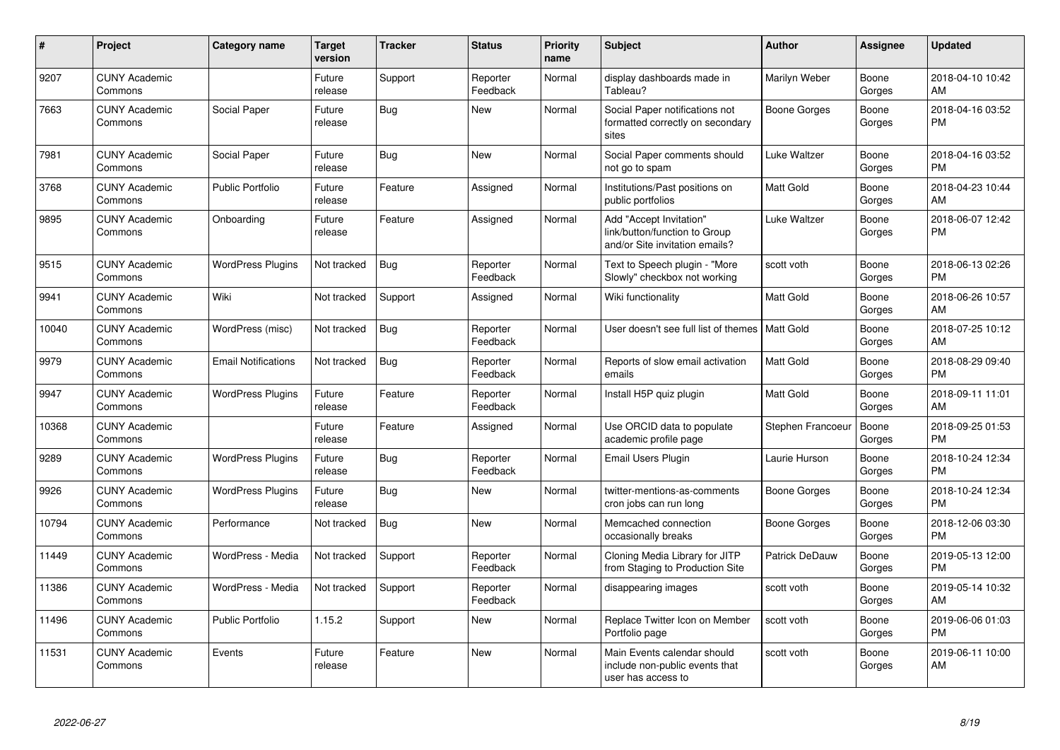| # | Project | Category name | Target version | Tracker | Status | Priority name | Subject | Author | Assignee | Updated |
|---|---|---|---|---|---|---|---|---|---|---|
| 9207 | CUNY Academic Commons | | Future release | Support | Reporter Feedback | Normal | display dashboards made in Tableau? | Marilyn Weber | Boone Gorges | 2018-04-10 10:42 AM |
| 7663 | CUNY Academic Commons | Social Paper | Future release | Bug | New | Normal | Social Paper notifications not formatted correctly on secondary sites | Boone Gorges | Boone Gorges | 2018-04-16 03:52 PM |
| 7981 | CUNY Academic Commons | Social Paper | Future release | Bug | New | Normal | Social Paper comments should not go to spam | Luke Waltzer | Boone Gorges | 2018-04-16 03:52 PM |
| 3768 | CUNY Academic Commons | Public Portfolio | Future release | Feature | Assigned | Normal | Institutions/Past positions on public portfolios | Matt Gold | Boone Gorges | 2018-04-23 10:44 AM |
| 9895 | CUNY Academic Commons | Onboarding | Future release | Feature | Assigned | Normal | Add "Accept Invitation" link/button/function to Group and/or Site invitation emails? | Luke Waltzer | Boone Gorges | 2018-06-07 12:42 PM |
| 9515 | CUNY Academic Commons | WordPress Plugins | Not tracked | Bug | Reporter Feedback | Normal | Text to Speech plugin - "More Slowly" checkbox not working | scott voth | Boone Gorges | 2018-06-13 02:26 PM |
| 9941 | CUNY Academic Commons | Wiki | Not tracked | Support | Assigned | Normal | Wiki functionality | Matt Gold | Boone Gorges | 2018-06-26 10:57 AM |
| 10040 | CUNY Academic Commons | WordPress (misc) | Not tracked | Bug | Reporter Feedback | Normal | User doesn't see full list of themes | Matt Gold | Boone Gorges | 2018-07-25 10:12 AM |
| 9979 | CUNY Academic Commons | Email Notifications | Not tracked | Bug | Reporter Feedback | Normal | Reports of slow email activation emails | Matt Gold | Boone Gorges | 2018-08-29 09:40 PM |
| 9947 | CUNY Academic Commons | WordPress Plugins | Future release | Feature | Reporter Feedback | Normal | Install H5P quiz plugin | Matt Gold | Boone Gorges | 2018-09-11 11:01 AM |
| 10368 | CUNY Academic Commons | | Future release | Feature | Assigned | Normal | Use ORCID data to populate academic profile page | Stephen Francoeur | Boone Gorges | 2018-09-25 01:53 PM |
| 9289 | CUNY Academic Commons | WordPress Plugins | Future release | Bug | Reporter Feedback | Normal | Email Users Plugin | Laurie Hurson | Boone Gorges | 2018-10-24 12:34 PM |
| 9926 | CUNY Academic Commons | WordPress Plugins | Future release | Bug | New | Normal | twitter-mentions-as-comments cron jobs can run long | Boone Gorges | Boone Gorges | 2018-10-24 12:34 PM |
| 10794 | CUNY Academic Commons | Performance | Not tracked | Bug | New | Normal | Memcached connection occasionally breaks | Boone Gorges | Boone Gorges | 2018-12-06 03:30 PM |
| 11449 | CUNY Academic Commons | WordPress - Media | Not tracked | Support | Reporter Feedback | Normal | Cloning Media Library for JITP from Staging to Production Site | Patrick DeDauw | Boone Gorges | 2019-05-13 12:00 PM |
| 11386 | CUNY Academic Commons | WordPress - Media | Not tracked | Support | Reporter Feedback | Normal | disappearing images | scott voth | Boone Gorges | 2019-05-14 10:32 AM |
| 11496 | CUNY Academic Commons | Public Portfolio | 1.15.2 | Support | New | Normal | Replace Twitter Icon on Member Portfolio page | scott voth | Boone Gorges | 2019-06-06 01:03 PM |
| 11531 | CUNY Academic Commons | Events | Future release | Feature | New | Normal | Main Events calendar should include non-public events that user has access to | scott voth | Boone Gorges | 2019-06-11 10:00 AM |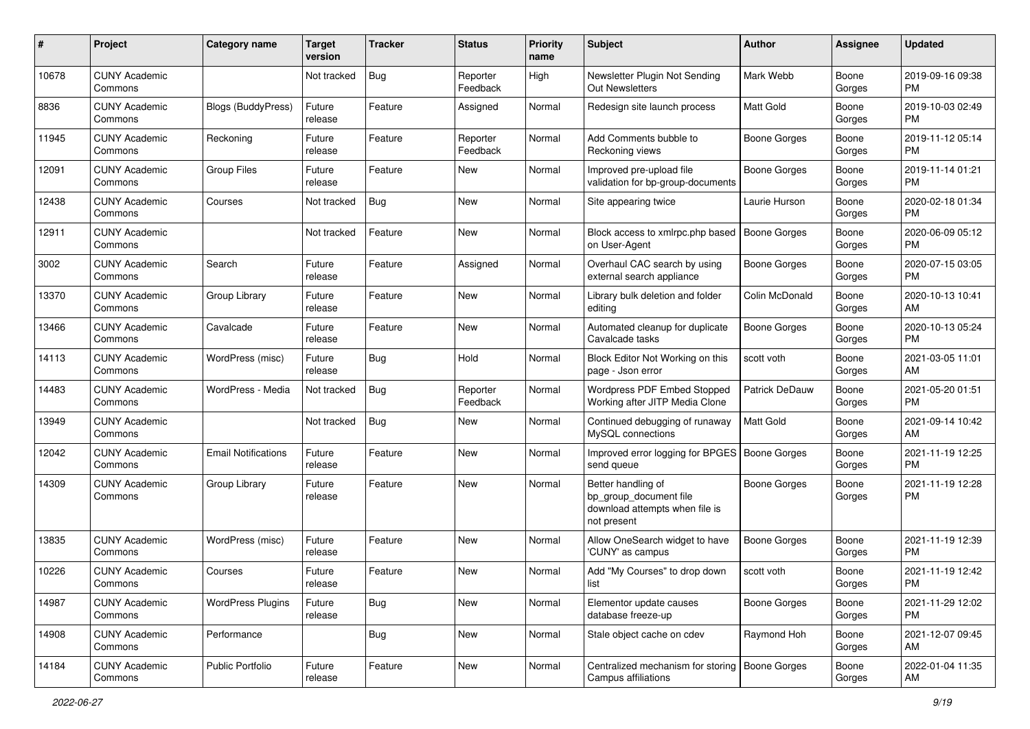| # | Project | Category name | Target version | Tracker | Status | Priority name | Subject | Author | Assignee | Updated |
|---|---|---|---|---|---|---|---|---|---|---|
| 10678 | CUNY Academic Commons | | Not tracked | Bug | Reporter Feedback | High | Newsletter Plugin Not Sending Out Newsletters | Mark Webb | Boone Gorges | 2019-09-16 09:38 PM |
| 8836 | CUNY Academic Commons | Blogs (BuddyPress) | Future release | Feature | Assigned | Normal | Redesign site launch process | Matt Gold | Boone Gorges | 2019-10-03 02:49 PM |
| 11945 | CUNY Academic Commons | Reckoning | Future release | Feature | Reporter Feedback | Normal | Add Comments bubble to Reckoning views | Boone Gorges | Boone Gorges | 2019-11-12 05:14 PM |
| 12091 | CUNY Academic Commons | Group Files | Future release | Feature | New | Normal | Improved pre-upload file validation for bp-group-documents | Boone Gorges | Boone Gorges | 2019-11-14 01:21 PM |
| 12438 | CUNY Academic Commons | Courses | Not tracked | Bug | New | Normal | Site appearing twice | Laurie Hurson | Boone Gorges | 2020-02-18 01:34 PM |
| 12911 | CUNY Academic Commons | | Not tracked | Feature | New | Normal | Block access to xmlrpc.php based on User-Agent | Boone Gorges | Boone Gorges | 2020-06-09 05:12 PM |
| 3002 | CUNY Academic Commons | Search | Future release | Feature | Assigned | Normal | Overhaul CAC search by using external search appliance | Boone Gorges | Boone Gorges | 2020-07-15 03:05 PM |
| 13370 | CUNY Academic Commons | Group Library | Future release | Feature | New | Normal | Library bulk deletion and folder editing | Colin McDonald | Boone Gorges | 2020-10-13 10:41 AM |
| 13466 | CUNY Academic Commons | Cavalcade | Future release | Feature | New | Normal | Automated cleanup for duplicate Cavalcade tasks | Boone Gorges | Boone Gorges | 2020-10-13 05:24 PM |
| 14113 | CUNY Academic Commons | WordPress (misc) | Future release | Bug | Hold | Normal | Block Editor Not Working on this page - Json error | scott voth | Boone Gorges | 2021-03-05 11:01 AM |
| 14483 | CUNY Academic Commons | WordPress - Media | Not tracked | Bug | Reporter Feedback | Normal | Wordpress PDF Embed Stopped Working after JITP Media Clone | Patrick DeDauw | Boone Gorges | 2021-05-20 01:51 PM |
| 13949 | CUNY Academic Commons | | Not tracked | Bug | New | Normal | Continued debugging of runaway MySQL connections | Matt Gold | Boone Gorges | 2021-09-14 10:42 AM |
| 12042 | CUNY Academic Commons | Email Notifications | Future release | Feature | New | Normal | Improved error logging for BPGES send queue | Boone Gorges | Boone Gorges | 2021-11-19 12:25 PM |
| 14309 | CUNY Academic Commons | Group Library | Future release | Feature | New | Normal | Better handling of bp_group_document file download attempts when file is not present | Boone Gorges | Boone Gorges | 2021-11-19 12:28 PM |
| 13835 | CUNY Academic Commons | WordPress (misc) | Future release | Feature | New | Normal | Allow OneSearch widget to have 'CUNY' as campus | Boone Gorges | Boone Gorges | 2021-11-19 12:39 PM |
| 10226 | CUNY Academic Commons | Courses | Future release | Feature | New | Normal | Add "My Courses" to drop down list | scott voth | Boone Gorges | 2021-11-19 12:42 PM |
| 14987 | CUNY Academic Commons | WordPress Plugins | Future release | Bug | New | Normal | Elementor update causes database freeze-up | Boone Gorges | Boone Gorges | 2021-11-29 12:02 PM |
| 14908 | CUNY Academic Commons | Performance | | Bug | New | Normal | Stale object cache on cdev | Raymond Hoh | Boone Gorges | 2021-12-07 09:45 AM |
| 14184 | CUNY Academic Commons | Public Portfolio | Future release | Feature | New | Normal | Centralized mechanism for storing Campus affiliations | Boone Gorges | Boone Gorges | 2022-01-04 11:35 AM |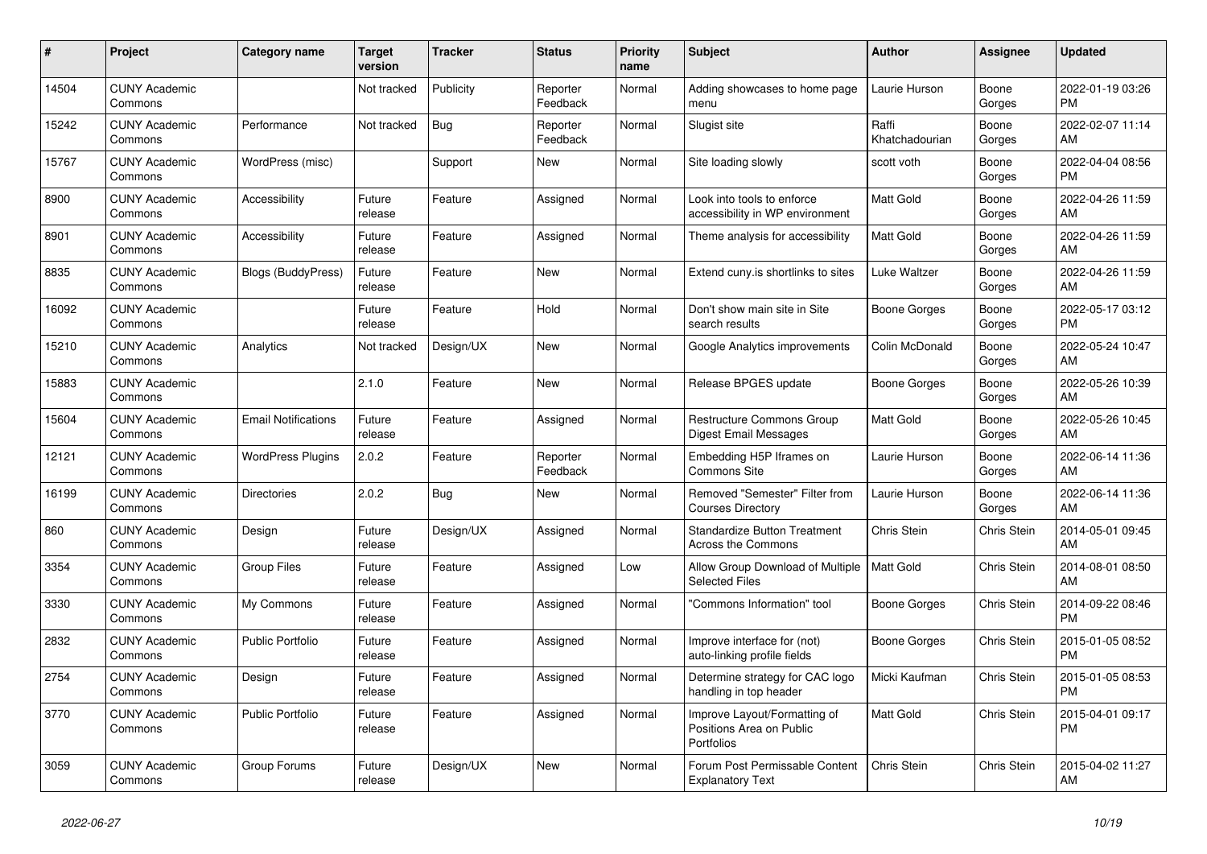| # | Project | Category name | Target version | Tracker | Status | Priority name | Subject | Author | Assignee | Updated |
|---|---|---|---|---|---|---|---|---|---|---|
| 14504 | CUNY Academic Commons | | Not tracked | Publicity | Reporter Feedback | Normal | Adding showcases to home page menu | Laurie Hurson | Boone Gorges | 2022-01-19 03:26 PM |
| 15242 | CUNY Academic Commons | Performance | Not tracked | Bug | Reporter Feedback | Normal | Slugist site | Raffi Khatchadourian | Boone Gorges | 2022-02-07 11:14 AM |
| 15767 | CUNY Academic Commons | WordPress (misc) | | Support | New | Normal | Site loading slowly | scott voth | Boone Gorges | 2022-04-04 08:56 PM |
| 8900 | CUNY Academic Commons | Accessibility | Future release | Feature | Assigned | Normal | Look into tools to enforce accessibility in WP environment | Matt Gold | Boone Gorges | 2022-04-26 11:59 AM |
| 8901 | CUNY Academic Commons | Accessibility | Future release | Feature | Assigned | Normal | Theme analysis for accessibility | Matt Gold | Boone Gorges | 2022-04-26 11:59 AM |
| 8835 | CUNY Academic Commons | Blogs (BuddyPress) | Future release | Feature | New | Normal | Extend cuny.is shortlinks to sites | Luke Waltzer | Boone Gorges | 2022-04-26 11:59 AM |
| 16092 | CUNY Academic Commons | | Future release | Feature | Hold | Normal | Don't show main site in Site search results | Boone Gorges | Boone Gorges | 2022-05-17 03:12 PM |
| 15210 | CUNY Academic Commons | Analytics | Not tracked | Design/UX | New | Normal | Google Analytics improvements | Colin McDonald | Boone Gorges | 2022-05-24 10:47 AM |
| 15883 | CUNY Academic Commons | | 2.1.0 | Feature | New | Normal | Release BPGES update | Boone Gorges | Boone Gorges | 2022-05-26 10:39 AM |
| 15604 | CUNY Academic Commons | Email Notifications | Future release | Feature | Assigned | Normal | Restructure Commons Group Digest Email Messages | Matt Gold | Boone Gorges | 2022-05-26 10:45 AM |
| 12121 | CUNY Academic Commons | WordPress Plugins | 2.0.2 | Feature | Reporter Feedback | Normal | Embedding H5P Iframes on Commons Site | Laurie Hurson | Boone Gorges | 2022-06-14 11:36 AM |
| 16199 | CUNY Academic Commons | Directories | 2.0.2 | Bug | New | Normal | Removed "Semester" Filter from Courses Directory | Laurie Hurson | Boone Gorges | 2022-06-14 11:36 AM |
| 860 | CUNY Academic Commons | Design | Future release | Design/UX | Assigned | Normal | Standardize Button Treatment Across the Commons | Chris Stein | Chris Stein | 2014-05-01 09:45 AM |
| 3354 | CUNY Academic Commons | Group Files | Future release | Feature | Assigned | Low | Allow Group Download of Multiple Selected Files | Matt Gold | Chris Stein | 2014-08-01 08:50 AM |
| 3330 | CUNY Academic Commons | My Commons | Future release | Feature | Assigned | Normal | "Commons Information" tool | Boone Gorges | Chris Stein | 2014-09-22 08:46 PM |
| 2832 | CUNY Academic Commons | Public Portfolio | Future release | Feature | Assigned | Normal | Improve interface for (not) auto-linking profile fields | Boone Gorges | Chris Stein | 2015-01-05 08:52 PM |
| 2754 | CUNY Academic Commons | Design | Future release | Feature | Assigned | Normal | Determine strategy for CAC logo handling in top header | Micki Kaufman | Chris Stein | 2015-01-05 08:53 PM |
| 3770 | CUNY Academic Commons | Public Portfolio | Future release | Feature | Assigned | Normal | Improve Layout/Formatting of Positions Area on Public Portfolios | Matt Gold | Chris Stein | 2015-04-01 09:17 PM |
| 3059 | CUNY Academic Commons | Group Forums | Future release | Design/UX | New | Normal | Forum Post Permissable Content Explanatory Text | Chris Stein | Chris Stein | 2015-04-02 11:27 AM |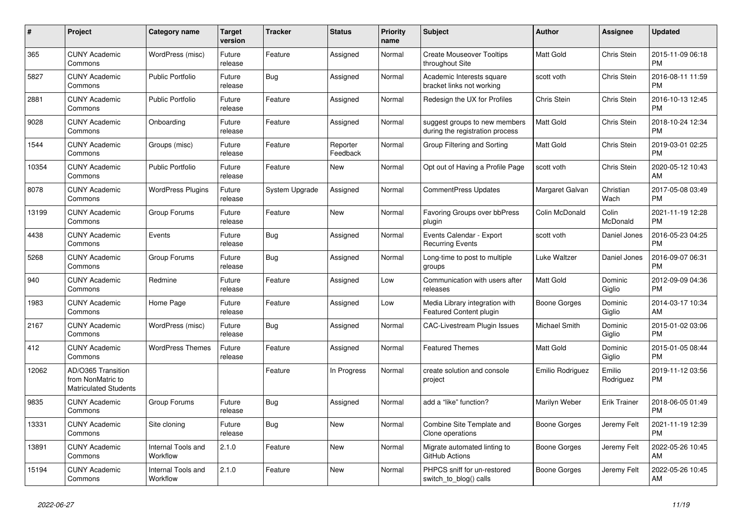| # | Project | Category name | Target version | Tracker | Status | Priority name | Subject | Author | Assignee | Updated |
|---|---|---|---|---|---|---|---|---|---|---|
| 365 | CUNY Academic Commons | WordPress (misc) | Future release | Feature | Assigned | Normal | Create Mouseover Tooltips throughout Site | Matt Gold | Chris Stein | 2015-11-09 06:18 PM |
| 5827 | CUNY Academic Commons | Public Portfolio | Future release | Bug | Assigned | Normal | Academic Interests square bracket links not working | scott voth | Chris Stein | 2016-08-11 11:59 PM |
| 2881 | CUNY Academic Commons | Public Portfolio | Future release | Feature | Assigned | Normal | Redesign the UX for Profiles | Chris Stein | Chris Stein | 2016-10-13 12:45 PM |
| 9028 | CUNY Academic Commons | Onboarding | Future release | Feature | Assigned | Normal | suggest groups to new members during the registration process | Matt Gold | Chris Stein | 2018-10-24 12:34 PM |
| 1544 | CUNY Academic Commons | Groups (misc) | Future release | Feature | Reporter Feedback | Normal | Group Filtering and Sorting | Matt Gold | Chris Stein | 2019-03-01 02:25 PM |
| 10354 | CUNY Academic Commons | Public Portfolio | Future release | Feature | New | Normal | Opt out of Having a Profile Page | scott voth | Chris Stein | 2020-05-12 10:43 AM |
| 8078 | CUNY Academic Commons | WordPress Plugins | Future release | System Upgrade | Assigned | Normal | CommentPress Updates | Margaret Galvan | Christian Wach | 2017-05-08 03:49 PM |
| 13199 | CUNY Academic Commons | Group Forums | Future release | Feature | New | Normal | Favoring Groups over bbPress plugin | Colin McDonald | Colin McDonald | 2021-11-19 12:28 PM |
| 4438 | CUNY Academic Commons | Events | Future release | Bug | Assigned | Normal | Events Calendar - Export Recurring Events | scott voth | Daniel Jones | 2016-05-23 04:25 PM |
| 5268 | CUNY Academic Commons | Group Forums | Future release | Bug | Assigned | Normal | Long-time to post to multiple groups | Luke Waltzer | Daniel Jones | 2016-09-07 06:31 PM |
| 940 | CUNY Academic Commons | Redmine | Future release | Feature | Assigned | Low | Communication with users after releases | Matt Gold | Dominic Giglio | 2012-09-09 04:36 PM |
| 1983 | CUNY Academic Commons | Home Page | Future release | Feature | Assigned | Low | Media Library integration with Featured Content plugin | Boone Gorges | Dominic Giglio | 2014-03-17 10:34 AM |
| 2167 | CUNY Academic Commons | WordPress (misc) | Future release | Bug | Assigned | Normal | CAC-Livestream Plugin Issues | Michael Smith | Dominic Giglio | 2015-01-02 03:06 PM |
| 412 | CUNY Academic Commons | WordPress Themes | Future release | Feature | Assigned | Normal | Featured Themes | Matt Gold | Dominic Giglio | 2015-01-05 08:44 PM |
| 12062 | AD/O365 Transition from NonMatric to Matriculated Students | | | Feature | In Progress | Normal | create solution and console project | Emilio Rodriguez | Emilio Rodriguez | 2019-11-12 03:56 PM |
| 9835 | CUNY Academic Commons | Group Forums | Future release | Bug | Assigned | Normal | add a "like" function? | Marilyn Weber | Erik Trainer | 2018-06-05 01:49 PM |
| 13331 | CUNY Academic Commons | Site cloning | Future release | Bug | New | Normal | Combine Site Template and Clone operations | Boone Gorges | Jeremy Felt | 2021-11-19 12:39 PM |
| 13891 | CUNY Academic Commons | Internal Tools and Workflow | 2.1.0 | Feature | New | Normal | Migrate automated linting to GitHub Actions | Boone Gorges | Jeremy Felt | 2022-05-26 10:45 AM |
| 15194 | CUNY Academic Commons | Internal Tools and Workflow | 2.1.0 | Feature | New | Normal | PHPCS sniff for un-restored switch_to_blog() calls | Boone Gorges | Jeremy Felt | 2022-05-26 10:45 AM |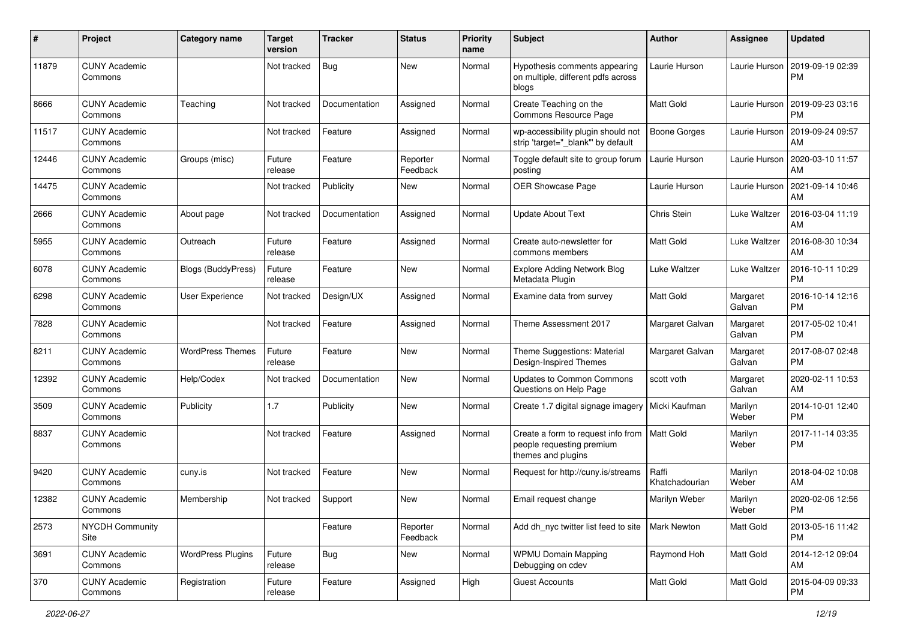| # | Project | Category name | Target version | Tracker | Status | Priority name | Subject | Author | Assignee | Updated |
|---|---|---|---|---|---|---|---|---|---|---|
| 11879 | CUNY Academic Commons | | Not tracked | Bug | New | Normal | Hypothesis comments appearing on multiple, different pdfs across blogs | Laurie Hurson | Laurie Hurson | 2019-09-19 02:39 PM |
| 8666 | CUNY Academic Commons | Teaching | Not tracked | Documentation | Assigned | Normal | Create Teaching on the Commons Resource Page | Matt Gold | Laurie Hurson | 2019-09-23 03:16 PM |
| 11517 | CUNY Academic Commons | | Not tracked | Feature | Assigned | Normal | wp-accessibility plugin should not strip 'target="_blank"' by default | Boone Gorges | Laurie Hurson | 2019-09-24 09:57 AM |
| 12446 | CUNY Academic Commons | Groups (misc) | Future release | Feature | Reporter Feedback | Normal | Toggle default site to group forum posting | Laurie Hurson | Laurie Hurson | 2020-03-10 11:57 AM |
| 14475 | CUNY Academic Commons | | Not tracked | Publicity | New | Normal | OER Showcase Page | Laurie Hurson | Laurie Hurson | 2021-09-14 10:46 AM |
| 2666 | CUNY Academic Commons | About page | Not tracked | Documentation | Assigned | Normal | Update About Text | Chris Stein | Luke Waltzer | 2016-03-04 11:19 AM |
| 5955 | CUNY Academic Commons | Outreach | Future release | Feature | Assigned | Normal | Create auto-newsletter for commons members | Matt Gold | Luke Waltzer | 2016-08-30 10:34 AM |
| 6078 | CUNY Academic Commons | Blogs (BuddyPress) | Future release | Feature | New | Normal | Explore Adding Network Blog Metadata Plugin | Luke Waltzer | Luke Waltzer | 2016-10-11 10:29 PM |
| 6298 | CUNY Academic Commons | User Experience | Not tracked | Design/UX | Assigned | Normal | Examine data from survey | Matt Gold | Margaret Galvan | 2016-10-14 12:16 PM |
| 7828 | CUNY Academic Commons | | Not tracked | Feature | Assigned | Normal | Theme Assessment 2017 | Margaret Galvan | Margaret Galvan | 2017-05-02 10:41 PM |
| 8211 | CUNY Academic Commons | WordPress Themes | Future release | Feature | New | Normal | Theme Suggestions: Material Design-Inspired Themes | Margaret Galvan | Margaret Galvan | 2017-08-07 02:48 PM |
| 12392 | CUNY Academic Commons | Help/Codex | Not tracked | Documentation | New | Normal | Updates to Common Commons Questions on Help Page | scott voth | Margaret Galvan | 2020-02-11 10:53 AM |
| 3509 | CUNY Academic Commons | Publicity | 1.7 | Publicity | New | Normal | Create 1.7 digital signage imagery | Micki Kaufman | Marilyn Weber | 2014-10-01 12:40 PM |
| 8837 | CUNY Academic Commons | | Not tracked | Feature | Assigned | Normal | Create a form to request info from people requesting premium themes and plugins | Matt Gold | Marilyn Weber | 2017-11-14 03:35 PM |
| 9420 | CUNY Academic Commons | cuny.is | Not tracked | Feature | New | Normal | Request for http://cuny.is/streams | Raffi Khatchadourian | Marilyn Weber | 2018-04-02 10:08 AM |
| 12382 | CUNY Academic Commons | Membership | Not tracked | Support | New | Normal | Email request change | Marilyn Weber | Marilyn Weber | 2020-02-06 12:56 PM |
| 2573 | NYCDH Community Site | | | Feature | Reporter Feedback | Normal | Add dh_nyc twitter list feed to site | Mark Newton | Matt Gold | 2013-05-16 11:42 PM |
| 3691 | CUNY Academic Commons | WordPress Plugins | Future release | Bug | New | Normal | WPMU Domain Mapping Debugging on cdev | Raymond Hoh | Matt Gold | 2014-12-12 09:04 AM |
| 370 | CUNY Academic Commons | Registration | Future release | Feature | Assigned | High | Guest Accounts | Matt Gold | Matt Gold | 2015-04-09 09:33 PM |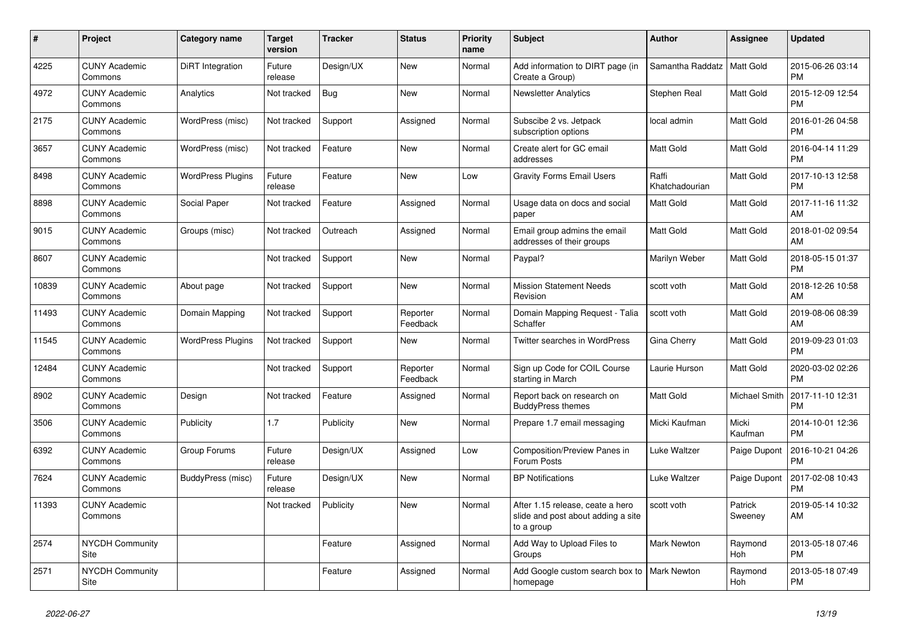| # | Project | Category name | Target version | Tracker | Status | Priority name | Subject | Author | Assignee | Updated |
|---|---|---|---|---|---|---|---|---|---|---|
| 4225 | CUNY Academic Commons | DiRT Integration | Future release | Design/UX | New | Normal | Add information to DIRT page (in Create a Group) | Samantha Raddatz | Matt Gold | 2015-06-26 03:14 PM |
| 4972 | CUNY Academic Commons | Analytics | Not tracked | Bug | New | Normal | Newsletter Analytics | Stephen Real | Matt Gold | 2015-12-09 12:54 PM |
| 2175 | CUNY Academic Commons | WordPress (misc) | Not tracked | Support | Assigned | Normal | Subscibe 2 vs. Jetpack subscription options | local admin | Matt Gold | 2016-01-26 04:58 PM |
| 3657 | CUNY Academic Commons | WordPress (misc) | Not tracked | Feature | New | Normal | Create alert for GC email addresses | Matt Gold | Matt Gold | 2016-04-14 11:29 PM |
| 8498 | CUNY Academic Commons | WordPress Plugins | Future release | Feature | New | Low | Gravity Forms Email Users | Raffi Khatchadourian | Matt Gold | 2017-10-13 12:58 PM |
| 8898 | CUNY Academic Commons | Social Paper | Not tracked | Feature | Assigned | Normal | Usage data on docs and social paper | Matt Gold | Matt Gold | 2017-11-16 11:32 AM |
| 9015 | CUNY Academic Commons | Groups (misc) | Not tracked | Outreach | Assigned | Normal | Email group admins the email addresses of their groups | Matt Gold | Matt Gold | 2018-01-02 09:54 AM |
| 8607 | CUNY Academic Commons | | Not tracked | Support | New | Normal | Paypal? | Marilyn Weber | Matt Gold | 2018-05-15 01:37 PM |
| 10839 | CUNY Academic Commons | About page | Not tracked | Support | New | Normal | Mission Statement Needs Revision | scott voth | Matt Gold | 2018-12-26 10:58 AM |
| 11493 | CUNY Academic Commons | Domain Mapping | Not tracked | Support | Reporter Feedback | Normal | Domain Mapping Request - Talia Schaffer | scott voth | Matt Gold | 2019-08-06 08:39 AM |
| 11545 | CUNY Academic Commons | WordPress Plugins | Not tracked | Support | New | Normal | Twitter searches in WordPress | Gina Cherry | Matt Gold | 2019-09-23 01:03 PM |
| 12484 | CUNY Academic Commons | | Not tracked | Support | Reporter Feedback | Normal | Sign up Code for COIL Course starting in March | Laurie Hurson | Matt Gold | 2020-03-02 02:26 PM |
| 8902 | CUNY Academic Commons | Design | Not tracked | Feature | Assigned | Normal | Report back on research on BuddyPress themes | Matt Gold | Michael Smith | 2017-11-10 12:31 PM |
| 3506 | CUNY Academic Commons | Publicity | 1.7 | Publicity | New | Normal | Prepare 1.7 email messaging | Micki Kaufman | Micki Kaufman | 2014-10-01 12:36 PM |
| 6392 | CUNY Academic Commons | Group Forums | Future release | Design/UX | Assigned | Low | Composition/Preview Panes in Forum Posts | Luke Waltzer | Paige Dupont | 2016-10-21 04:26 PM |
| 7624 | CUNY Academic Commons | BuddyPress (misc) | Future release | Design/UX | New | Normal | BP Notifications | Luke Waltzer | Paige Dupont | 2017-02-08 10:43 PM |
| 11393 | CUNY Academic Commons | | Not tracked | Publicity | New | Normal | After 1.15 release, ceate a hero slide and post about adding a site to a group | scott voth | Patrick Sweeney | 2019-05-14 10:32 AM |
| 2574 | NYCDH Community Site | | | Feature | Assigned | Normal | Add Way to Upload Files to Groups | Mark Newton | Raymond Hoh | 2013-05-18 07:46 PM |
| 2571 | NYCDH Community Site | | | Feature | Assigned | Normal | Add Google custom search box to homepage | Mark Newton | Raymond Hoh | 2013-05-18 07:49 PM |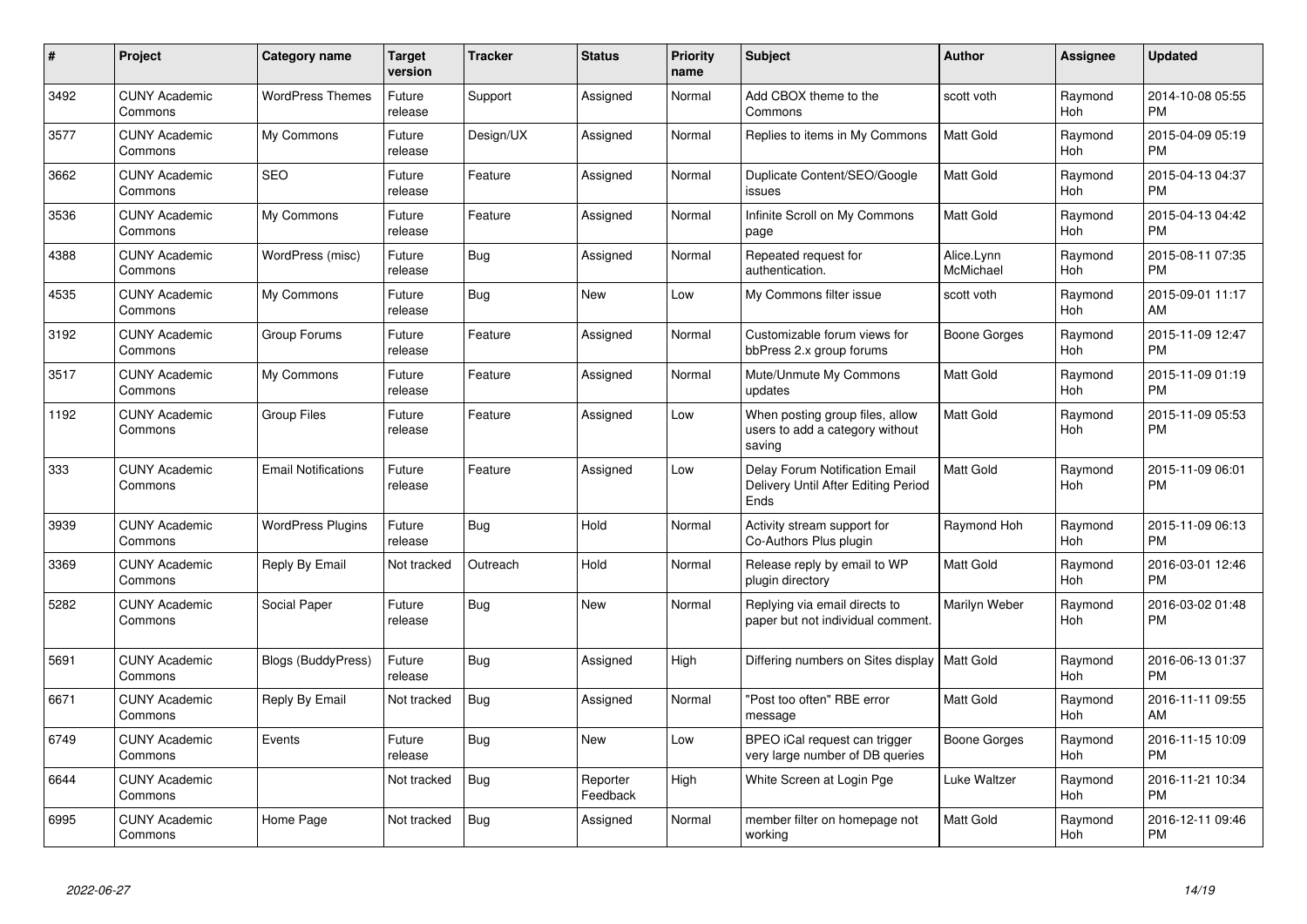| # | Project | Category name | Target version | Tracker | Status | Priority name | Subject | Author | Assignee | Updated |
|---|---|---|---|---|---|---|---|---|---|---|
| 3492 | CUNY Academic Commons | WordPress Themes | Future release | Support | Assigned | Normal | Add CBOX theme to the Commons | scott voth | Raymond Hoh | 2014-10-08 05:55 PM |
| 3577 | CUNY Academic Commons | My Commons | Future release | Design/UX | Assigned | Normal | Replies to items in My Commons | Matt Gold | Raymond Hoh | 2015-04-09 05:19 PM |
| 3662 | CUNY Academic Commons | SEO | Future release | Feature | Assigned | Normal | Duplicate Content/SEO/Google issues | Matt Gold | Raymond Hoh | 2015-04-13 04:37 PM |
| 3536 | CUNY Academic Commons | My Commons | Future release | Feature | Assigned | Normal | Infinite Scroll on My Commons page | Matt Gold | Raymond Hoh | 2015-04-13 04:42 PM |
| 4388 | CUNY Academic Commons | WordPress (misc) | Future release | Bug | Assigned | Normal | Repeated request for authentication. | Alice.Lynn McMichael | Raymond Hoh | 2015-08-11 07:35 PM |
| 4535 | CUNY Academic Commons | My Commons | Future release | Bug | New | Low | My Commons filter issue | scott voth | Raymond Hoh | 2015-09-01 11:17 AM |
| 3192 | CUNY Academic Commons | Group Forums | Future release | Feature | Assigned | Normal | Customizable forum views for bbPress 2.x group forums | Boone Gorges | Raymond Hoh | 2015-11-09 12:47 PM |
| 3517 | CUNY Academic Commons | My Commons | Future release | Feature | Assigned | Normal | Mute/Unmute My Commons updates | Matt Gold | Raymond Hoh | 2015-11-09 01:19 PM |
| 1192 | CUNY Academic Commons | Group Files | Future release | Feature | Assigned | Low | When posting group files, allow users to add a category without saving | Matt Gold | Raymond Hoh | 2015-11-09 05:53 PM |
| 333 | CUNY Academic Commons | Email Notifications | Future release | Feature | Assigned | Low | Delay Forum Notification Email Delivery Until After Editing Period Ends | Matt Gold | Raymond Hoh | 2015-11-09 06:01 PM |
| 3939 | CUNY Academic Commons | WordPress Plugins | Future release | Bug | Hold | Normal | Activity stream support for Co-Authors Plus plugin | Raymond Hoh | Raymond Hoh | 2015-11-09 06:13 PM |
| 3369 | CUNY Academic Commons | Reply By Email | Not tracked | Outreach | Hold | Normal | Release reply by email to WP plugin directory | Matt Gold | Raymond Hoh | 2016-03-01 12:46 PM |
| 5282 | CUNY Academic Commons | Social Paper | Future release | Bug | New | Normal | Replying via email directs to paper but not individual comment. | Marilyn Weber | Raymond Hoh | 2016-03-02 01:48 PM |
| 5691 | CUNY Academic Commons | Blogs (BuddyPress) | Future release | Bug | Assigned | High | Differing numbers on Sites display | Matt Gold | Raymond Hoh | 2016-06-13 01:37 PM |
| 6671 | CUNY Academic Commons | Reply By Email | Not tracked | Bug | Assigned | Normal | "Post too often" RBE error message | Matt Gold | Raymond Hoh | 2016-11-11 09:55 AM |
| 6749 | CUNY Academic Commons | Events | Future release | Bug | New | Low | BPEO iCal request can trigger very large number of DB queries | Boone Gorges | Raymond Hoh | 2016-11-15 10:09 PM |
| 6644 | CUNY Academic Commons | | Not tracked | Bug | Reporter Feedback | High | White Screen at Login Pge | Luke Waltzer | Raymond Hoh | 2016-11-21 10:34 PM |
| 6995 | CUNY Academic Commons | Home Page | Not tracked | Bug | Assigned | Normal | member filter on homepage not working | Matt Gold | Raymond Hoh | 2016-12-11 09:46 PM |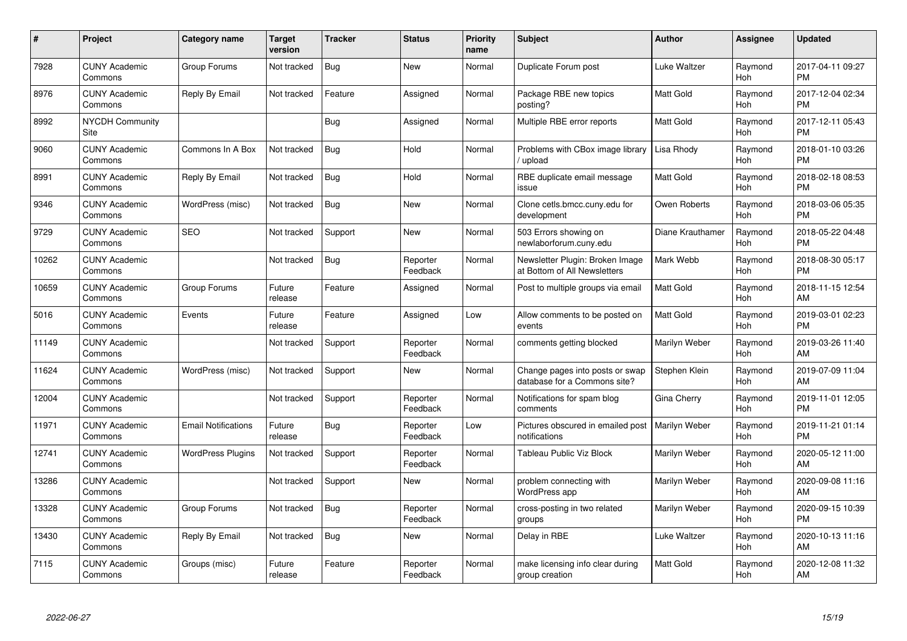| # | Project | Category name | Target version | Tracker | Status | Priority name | Subject | Author | Assignee | Updated |
|---|---|---|---|---|---|---|---|---|---|---|
| 7928 | CUNY Academic Commons | Group Forums | Not tracked | Bug | New | Normal | Duplicate Forum post | Luke Waltzer | Raymond Hoh | 2017-04-11 09:27 PM |
| 8976 | CUNY Academic Commons | Reply By Email | Not tracked | Feature | Assigned | Normal | Package RBE new topics posting? | Matt Gold | Raymond Hoh | 2017-12-04 02:34 PM |
| 8992 | NYCDH Community Site | | | Bug | Assigned | Normal | Multiple RBE error reports | Matt Gold | Raymond Hoh | 2017-12-11 05:43 PM |
| 9060 | CUNY Academic Commons | Commons In A Box | Not tracked | Bug | Hold | Normal | Problems with CBox image library / upload | Lisa Rhody | Raymond Hoh | 2018-01-10 03:26 PM |
| 8991 | CUNY Academic Commons | Reply By Email | Not tracked | Bug | Hold | Normal | RBE duplicate email message issue | Matt Gold | Raymond Hoh | 2018-02-18 08:53 PM |
| 9346 | CUNY Academic Commons | WordPress (misc) | Not tracked | Bug | New | Normal | Clone cetls.bmcc.cuny.edu for development | Owen Roberts | Raymond Hoh | 2018-03-06 05:35 PM |
| 9729 | CUNY Academic Commons | SEO | Not tracked | Support | New | Normal | 503 Errors showing on newlaborforum.cuny.edu | Diane Krauthamer | Raymond Hoh | 2018-05-22 04:48 PM |
| 10262 | CUNY Academic Commons | | Not tracked | Bug | Reporter Feedback | Normal | Newsletter Plugin: Broken Image at Bottom of All Newsletters | Mark Webb | Raymond Hoh | 2018-08-30 05:17 PM |
| 10659 | CUNY Academic Commons | Group Forums | Future release | Feature | Assigned | Normal | Post to multiple groups via email | Matt Gold | Raymond Hoh | 2018-11-15 12:54 AM |
| 5016 | CUNY Academic Commons | Events | Future release | Feature | Assigned | Low | Allow comments to be posted on events | Matt Gold | Raymond Hoh | 2019-03-01 02:23 PM |
| 11149 | CUNY Academic Commons | | Not tracked | Support | Reporter Feedback | Normal | comments getting blocked | Marilyn Weber | Raymond Hoh | 2019-03-26 11:40 AM |
| 11624 | CUNY Academic Commons | WordPress (misc) | Not tracked | Support | New | Normal | Change pages into posts or swap database for a Commons site? | Stephen Klein | Raymond Hoh | 2019-07-09 11:04 AM |
| 12004 | CUNY Academic Commons | | Not tracked | Support | Reporter Feedback | Normal | Notifications for spam blog comments | Gina Cherry | Raymond Hoh | 2019-11-01 12:05 PM |
| 11971 | CUNY Academic Commons | Email Notifications | Future release | Bug | Reporter Feedback | Low | Pictures obscured in emailed post notifications | Marilyn Weber | Raymond Hoh | 2019-11-21 01:14 PM |
| 12741 | CUNY Academic Commons | WordPress Plugins | Not tracked | Support | Reporter Feedback | Normal | Tableau Public Viz Block | Marilyn Weber | Raymond Hoh | 2020-05-12 11:00 AM |
| 13286 | CUNY Academic Commons | | Not tracked | Support | New | Normal | problem connecting with WordPress app | Marilyn Weber | Raymond Hoh | 2020-09-08 11:16 AM |
| 13328 | CUNY Academic Commons | Group Forums | Not tracked | Bug | Reporter Feedback | Normal | cross-posting in two related groups | Marilyn Weber | Raymond Hoh | 2020-09-15 10:39 PM |
| 13430 | CUNY Academic Commons | Reply By Email | Not tracked | Bug | New | Normal | Delay in RBE | Luke Waltzer | Raymond Hoh | 2020-10-13 11:16 AM |
| 7115 | CUNY Academic Commons | Groups (misc) | Future release | Feature | Reporter Feedback | Normal | make licensing info clear during group creation | Matt Gold | Raymond Hoh | 2020-12-08 11:32 AM |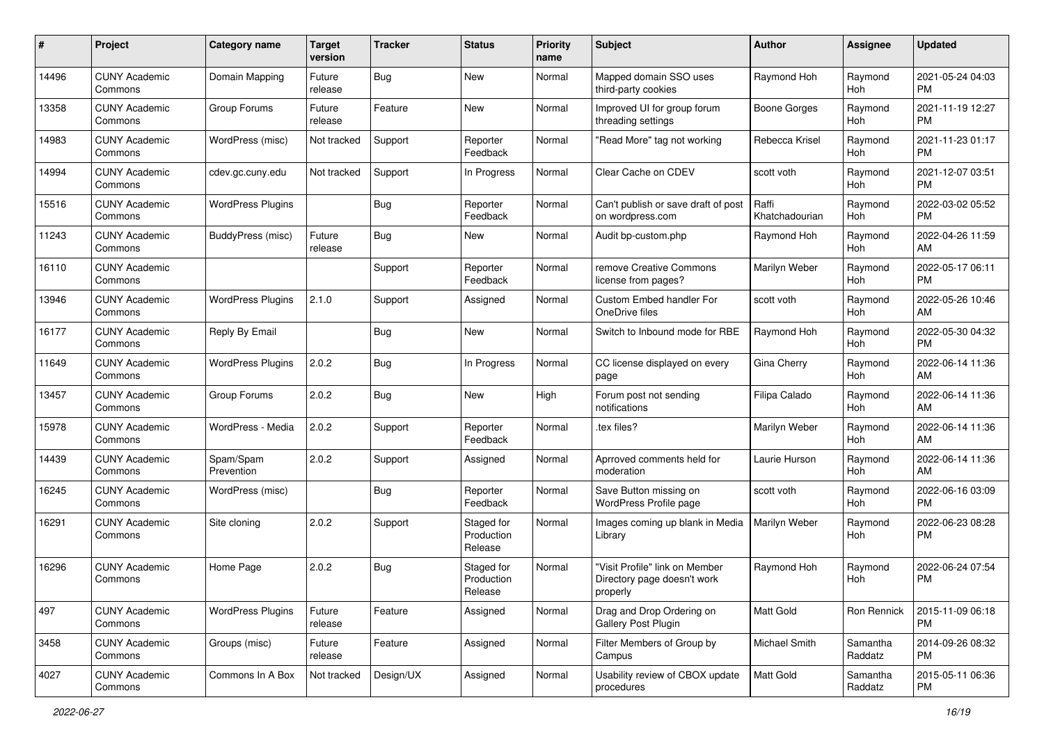| # | Project | Category name | Target version | Tracker | Status | Priority name | Subject | Author | Assignee | Updated |
|---|---|---|---|---|---|---|---|---|---|---|
| 14496 | CUNY Academic Commons | Domain Mapping | Future release | Bug | New | Normal | Mapped domain SSO uses third-party cookies | Raymond Hoh | Raymond Hoh | 2021-05-24 04:03 PM |
| 13358 | CUNY Academic Commons | Group Forums | Future release | Feature | New | Normal | Improved UI for group forum threading settings | Boone Gorges | Raymond Hoh | 2021-11-19 12:27 PM |
| 14983 | CUNY Academic Commons | WordPress (misc) | Not tracked | Support | Reporter Feedback | Normal | "Read More" tag not working | Rebecca Krisel | Raymond Hoh | 2021-11-23 01:17 PM |
| 14994 | CUNY Academic Commons | cdev.gc.cuny.edu | Not tracked | Support | In Progress | Normal | Clear Cache on CDEV | scott voth | Raymond Hoh | 2021-12-07 03:51 PM |
| 15516 | CUNY Academic Commons | WordPress Plugins | | Bug | Reporter Feedback | Normal | Can't publish or save draft of post on wordpress.com | Raffi Khatchadourian | Raymond Hoh | 2022-03-02 05:52 PM |
| 11243 | CUNY Academic Commons | BuddyPress (misc) | Future release | Bug | New | Normal | Audit bp-custom.php | Raymond Hoh | Raymond Hoh | 2022-04-26 11:59 AM |
| 16110 | CUNY Academic Commons | | | Support | Reporter Feedback | Normal | remove Creative Commons license from pages? | Marilyn Weber | Raymond Hoh | 2022-05-17 06:11 PM |
| 13946 | CUNY Academic Commons | WordPress Plugins | 2.1.0 | Support | Assigned | Normal | Custom Embed handler For OneDrive files | scott voth | Raymond Hoh | 2022-05-26 10:46 AM |
| 16177 | CUNY Academic Commons | Reply By Email | | Bug | New | Normal | Switch to Inbound mode for RBE | Raymond Hoh | Raymond Hoh | 2022-05-30 04:32 PM |
| 11649 | CUNY Academic Commons | WordPress Plugins | 2.0.2 | Bug | In Progress | Normal | CC license displayed on every page | Gina Cherry | Raymond Hoh | 2022-06-14 11:36 AM |
| 13457 | CUNY Academic Commons | Group Forums | 2.0.2 | Bug | New | High | Forum post not sending notifications | Filipa Calado | Raymond Hoh | 2022-06-14 11:36 AM |
| 15978 | CUNY Academic Commons | WordPress - Media | 2.0.2 | Support | Reporter Feedback | Normal | .tex files? | Marilyn Weber | Raymond Hoh | 2022-06-14 11:36 AM |
| 14439 | CUNY Academic Commons | Spam/Spam Prevention | 2.0.2 | Support | Assigned | Normal | Aprroved comments held for moderation | Laurie Hurson | Raymond Hoh | 2022-06-14 11:36 AM |
| 16245 | CUNY Academic Commons | WordPress (misc) | | Bug | Reporter Feedback | Normal | Save Button missing on WordPress Profile page | scott voth | Raymond Hoh | 2022-06-16 03:09 PM |
| 16291 | CUNY Academic Commons | Site cloning | 2.0.2 | Support | Staged for Production Release | Normal | Images coming up blank in Media Library | Marilyn Weber | Raymond Hoh | 2022-06-23 08:28 PM |
| 16296 | CUNY Academic Commons | Home Page | 2.0.2 | Bug | Staged for Production Release | Normal | "Visit Profile" link on Member Directory page doesn't work properly | Raymond Hoh | Raymond Hoh | 2022-06-24 07:54 PM |
| 497 | CUNY Academic Commons | WordPress Plugins | Future release | Feature | Assigned | Normal | Drag and Drop Ordering on Gallery Post Plugin | Matt Gold | Ron Rennick | 2015-11-09 06:18 PM |
| 3458 | CUNY Academic Commons | Groups (misc) | Future release | Feature | Assigned | Normal | Filter Members of Group by Campus | Michael Smith | Samantha Raddatz | 2014-09-26 08:32 PM |
| 4027 | CUNY Academic Commons | Commons In A Box | Not tracked | Design/UX | Assigned | Normal | Usability review of CBOX update procedures | Matt Gold | Samantha Raddatz | 2015-05-11 06:36 PM |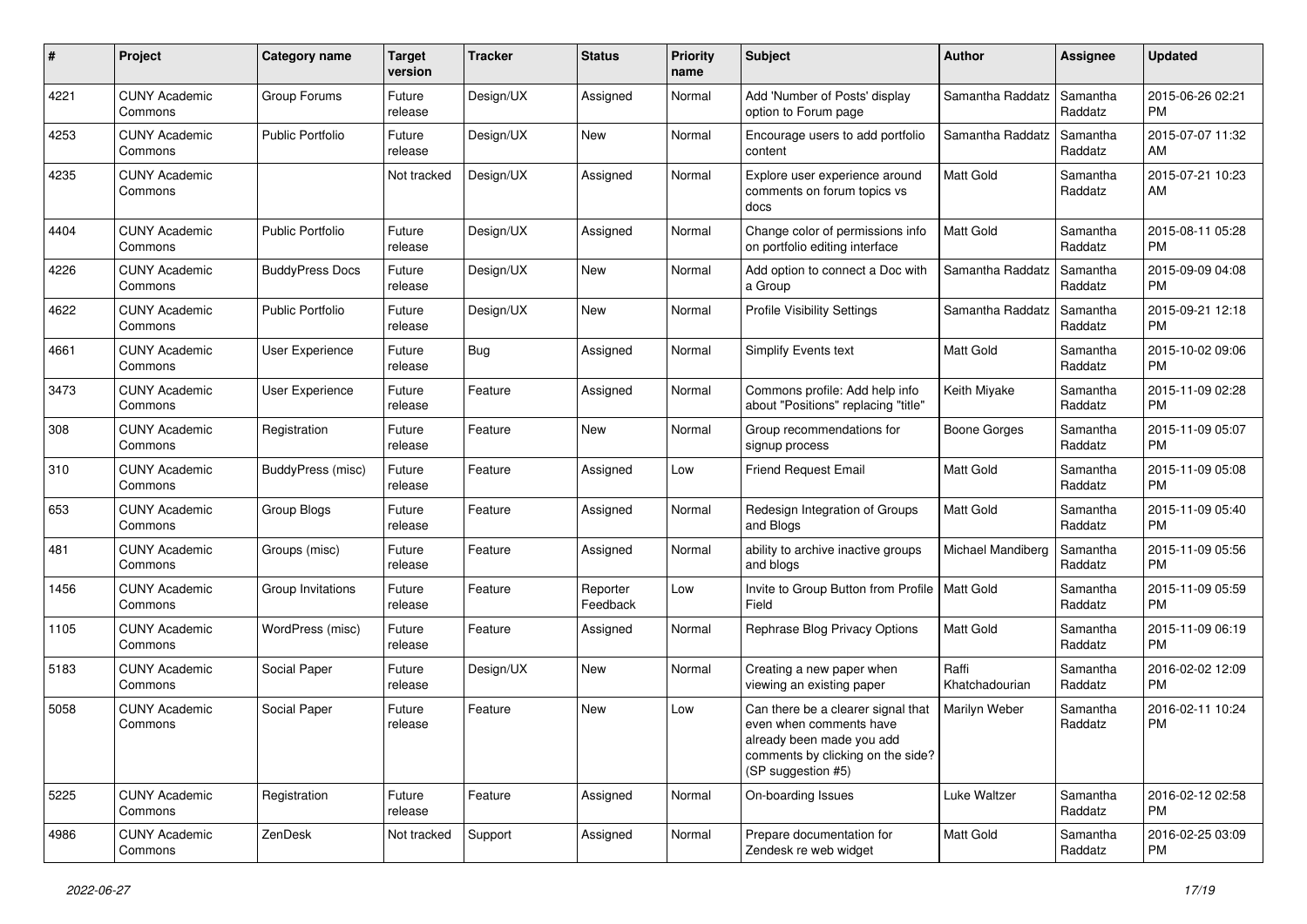| # | Project | Category name | Target version | Tracker | Status | Priority name | Subject | Author | Assignee | Updated |
|---|---|---|---|---|---|---|---|---|---|---|
| 4221 | CUNY Academic Commons | Group Forums | Future release | Design/UX | Assigned | Normal | Add 'Number of Posts' display option to Forum page | Samantha Raddatz | Samantha Raddatz | 2015-06-26 02:21 PM |
| 4253 | CUNY Academic Commons | Public Portfolio | Future release | Design/UX | New | Normal | Encourage users to add portfolio content | Samantha Raddatz | Samantha Raddatz | 2015-07-07 11:32 AM |
| 4235 | CUNY Academic Commons | | Not tracked | Design/UX | Assigned | Normal | Explore user experience around comments on forum topics vs docs | Matt Gold | Samantha Raddatz | 2015-07-21 10:23 AM |
| 4404 | CUNY Academic Commons | Public Portfolio | Future release | Design/UX | Assigned | Normal | Change color of permissions info on portfolio editing interface | Matt Gold | Samantha Raddatz | 2015-08-11 05:28 PM |
| 4226 | CUNY Academic Commons | BuddyPress Docs | Future release | Design/UX | New | Normal | Add option to connect a Doc with a Group | Samantha Raddatz | Samantha Raddatz | 2015-09-09 04:08 PM |
| 4622 | CUNY Academic Commons | Public Portfolio | Future release | Design/UX | New | Normal | Profile Visibility Settings | Samantha Raddatz | Samantha Raddatz | 2015-09-21 12:18 PM |
| 4661 | CUNY Academic Commons | User Experience | Future release | Bug | Assigned | Normal | Simplify Events text | Matt Gold | Samantha Raddatz | 2015-10-02 09:06 PM |
| 3473 | CUNY Academic Commons | User Experience | Future release | Feature | Assigned | Normal | Commons profile: Add help info about "Positions" replacing "title" | Keith Miyake | Samantha Raddatz | 2015-11-09 02:28 PM |
| 308 | CUNY Academic Commons | Registration | Future release | Feature | New | Normal | Group recommendations for signup process | Boone Gorges | Samantha Raddatz | 2015-11-09 05:07 PM |
| 310 | CUNY Academic Commons | BuddyPress (misc) | Future release | Feature | Assigned | Low | Friend Request Email | Matt Gold | Samantha Raddatz | 2015-11-09 05:08 PM |
| 653 | CUNY Academic Commons | Group Blogs | Future release | Feature | Assigned | Normal | Redesign Integration of Groups and Blogs | Matt Gold | Samantha Raddatz | 2015-11-09 05:40 PM |
| 481 | CUNY Academic Commons | Groups (misc) | Future release | Feature | Assigned | Normal | ability to archive inactive groups and blogs | Michael Mandiberg | Samantha Raddatz | 2015-11-09 05:56 PM |
| 1456 | CUNY Academic Commons | Group Invitations | Future release | Feature | Reporter Feedback | Low | Invite to Group Button from Profile Field | Matt Gold | Samantha Raddatz | 2015-11-09 05:59 PM |
| 1105 | CUNY Academic Commons | WordPress (misc) | Future release | Feature | Assigned | Normal | Rephrase Blog Privacy Options | Matt Gold | Samantha Raddatz | 2015-11-09 06:19 PM |
| 5183 | CUNY Academic Commons | Social Paper | Future release | Design/UX | New | Normal | Creating a new paper when viewing an existing paper | Raffi Khatchadourian | Samantha Raddatz | 2016-02-02 12:09 PM |
| 5058 | CUNY Academic Commons | Social Paper | Future release | Feature | New | Low | Can there be a clearer signal that even when comments have already been made you add comments by clicking on the side? (SP suggestion #5) | Marilyn Weber | Samantha Raddatz | 2016-02-11 10:24 PM |
| 5225 | CUNY Academic Commons | Registration | Future release | Feature | Assigned | Normal | On-boarding Issues | Luke Waltzer | Samantha Raddatz | 2016-02-12 02:58 PM |
| 4986 | CUNY Academic Commons | ZenDesk | Not tracked | Support | Assigned | Normal | Prepare documentation for Zendesk re web widget | Matt Gold | Samantha Raddatz | 2016-02-25 03:09 PM |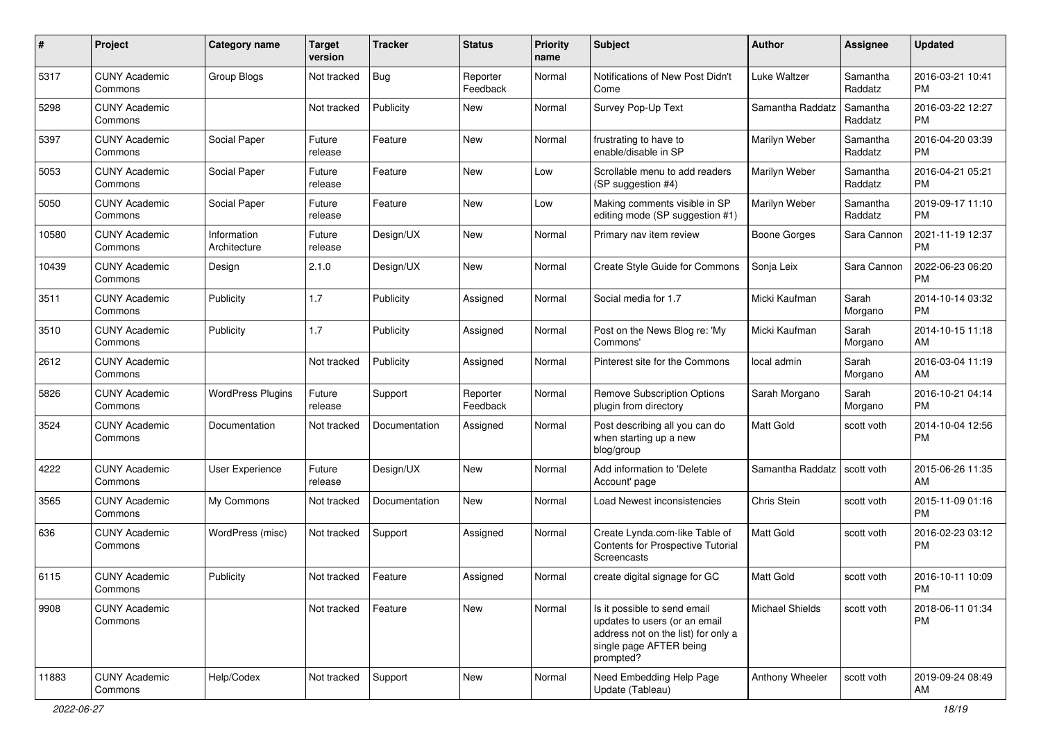| # | Project | Category name | Target version | Tracker | Status | Priority name | Subject | Author | Assignee | Updated |
|---|---|---|---|---|---|---|---|---|---|---|
| 5317 | CUNY Academic Commons | Group Blogs | Not tracked | Bug | Reporter Feedback | Normal | Notifications of New Post Didn't Come | Luke Waltzer | Samantha Raddatz | 2016-03-21 10:41 PM |
| 5298 | CUNY Academic Commons | | Not tracked | Publicity | New | Normal | Survey Pop-Up Text | Samantha Raddatz | Samantha Raddatz | 2016-03-22 12:27 PM |
| 5397 | CUNY Academic Commons | Social Paper | Future release | Feature | New | Normal | frustrating to have to enable/disable in SP | Marilyn Weber | Samantha Raddatz | 2016-04-20 03:39 PM |
| 5053 | CUNY Academic Commons | Social Paper | Future release | Feature | New | Low | Scrollable menu to add readers (SP suggestion #4) | Marilyn Weber | Samantha Raddatz | 2016-04-21 05:21 PM |
| 5050 | CUNY Academic Commons | Social Paper | Future release | Feature | New | Low | Making comments visible in SP editing mode (SP suggestion #1) | Marilyn Weber | Samantha Raddatz | 2019-09-17 11:10 PM |
| 10580 | CUNY Academic Commons | Information Architecture | Future release | Design/UX | New | Normal | Primary nav item review | Boone Gorges | Sara Cannon | 2021-11-19 12:37 PM |
| 10439 | CUNY Academic Commons | Design | 2.1.0 | Design/UX | New | Normal | Create Style Guide for Commons | Sonja Leix | Sara Cannon | 2022-06-23 06:20 PM |
| 3511 | CUNY Academic Commons | Publicity | 1.7 | Publicity | Assigned | Normal | Social media for 1.7 | Micki Kaufman | Sarah Morgano | 2014-10-14 03:32 PM |
| 3510 | CUNY Academic Commons | Publicity | 1.7 | Publicity | Assigned | Normal | Post on the News Blog re: 'My Commons' | Micki Kaufman | Sarah Morgano | 2014-10-15 11:18 AM |
| 2612 | CUNY Academic Commons | | Not tracked | Publicity | Assigned | Normal | Pinterest site for the Commons | local admin | Sarah Morgano | 2016-03-04 11:19 AM |
| 5826 | CUNY Academic Commons | WordPress Plugins | Future release | Support | Reporter Feedback | Normal | Remove Subscription Options plugin from directory | Sarah Morgano | Sarah Morgano | 2016-10-21 04:14 PM |
| 3524 | CUNY Academic Commons | Documentation | Not tracked | Documentation | Assigned | Normal | Post describing all you can do when starting up a new blog/group | Matt Gold | scott voth | 2014-10-04 12:56 PM |
| 4222 | CUNY Academic Commons | User Experience | Future release | Design/UX | New | Normal | Add information to 'Delete Account' page | Samantha Raddatz | scott voth | 2015-06-26 11:35 AM |
| 3565 | CUNY Academic Commons | My Commons | Not tracked | Documentation | New | Normal | Load Newest inconsistencies | Chris Stein | scott voth | 2015-11-09 01:16 PM |
| 636 | CUNY Academic Commons | WordPress (misc) | Not tracked | Support | Assigned | Normal | Create Lynda.com-like Table of Contents for Prospective Tutorial Screencasts | Matt Gold | scott voth | 2016-02-23 03:12 PM |
| 6115 | CUNY Academic Commons | Publicity | Not tracked | Feature | Assigned | Normal | create digital signage for GC | Matt Gold | scott voth | 2016-10-11 10:09 PM |
| 9908 | CUNY Academic Commons | | Not tracked | Feature | New | Normal | Is it possible to send email updates to users (or an email address not on the list) for only a single page AFTER being prompted? | Michael Shields | scott voth | 2018-06-11 01:34 PM |
| 11883 | CUNY Academic Commons | Help/Codex | Not tracked | Support | New | Normal | Need Embedding Help Page Update (Tableau) | Anthony Wheeler | scott voth | 2019-09-24 08:49 AM |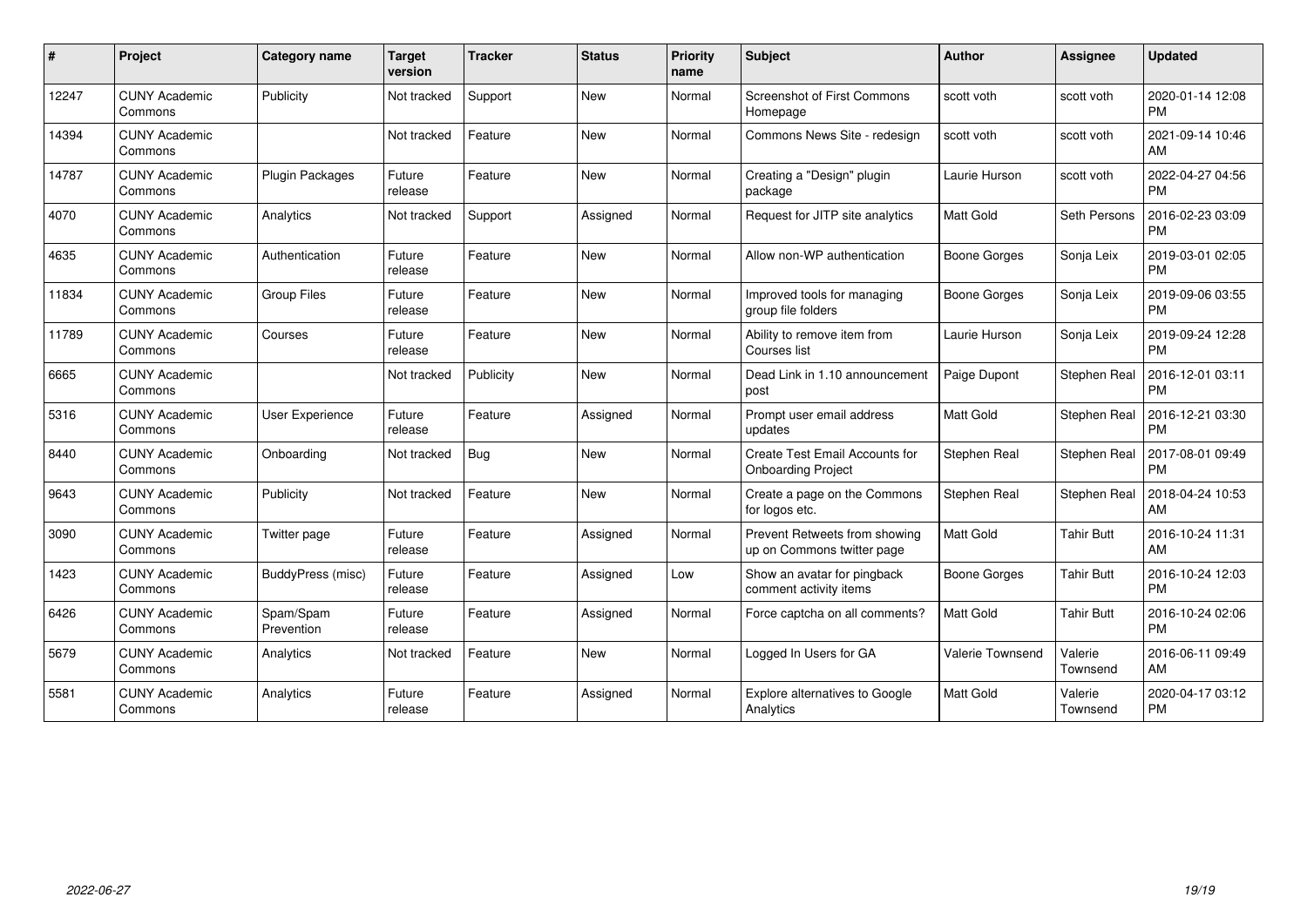| # | Project | Category name | Target version | Tracker | Status | Priority name | Subject | Author | Assignee | Updated |
|---|---|---|---|---|---|---|---|---|---|---|
| 12247 | CUNY Academic Commons | Publicity | Not tracked | Support | New | Normal | Screenshot of First Commons Homepage | scott voth | scott voth | 2020-01-14 12:08 PM |
| 14394 | CUNY Academic Commons | | Not tracked | Feature | New | Normal | Commons News Site - redesign | scott voth | scott voth | 2021-09-14 10:46 AM |
| 14787 | CUNY Academic Commons | Plugin Packages | Future release | Feature | New | Normal | Creating a "Design" plugin package | Laurie Hurson | scott voth | 2022-04-27 04:56 PM |
| 4070 | CUNY Academic Commons | Analytics | Not tracked | Support | Assigned | Normal | Request for JITP site analytics | Matt Gold | Seth Persons | 2016-02-23 03:09 PM |
| 4635 | CUNY Academic Commons | Authentication | Future release | Feature | New | Normal | Allow non-WP authentication | Boone Gorges | Sonja Leix | 2019-03-01 02:05 PM |
| 11834 | CUNY Academic Commons | Group Files | Future release | Feature | New | Normal | Improved tools for managing group file folders | Boone Gorges | Sonja Leix | 2019-09-06 03:55 PM |
| 11789 | CUNY Academic Commons | Courses | Future release | Feature | New | Normal | Ability to remove item from Courses list | Laurie Hurson | Sonja Leix | 2019-09-24 12:28 PM |
| 6665 | CUNY Academic Commons | | Not tracked | Publicity | New | Normal | Dead Link in 1.10 announcement post | Paige Dupont | Stephen Real | 2016-12-01 03:11 PM |
| 5316 | CUNY Academic Commons | User Experience | Future release | Feature | Assigned | Normal | Prompt user email address updates | Matt Gold | Stephen Real | 2016-12-21 03:30 PM |
| 8440 | CUNY Academic Commons | Onboarding | Not tracked | Bug | New | Normal | Create Test Email Accounts for Onboarding Project | Stephen Real | Stephen Real | 2017-08-01 09:49 PM |
| 9643 | CUNY Academic Commons | Publicity | Not tracked | Feature | New | Normal | Create a page on the Commons for logos etc. | Stephen Real | Stephen Real | 2018-04-24 10:53 AM |
| 3090 | CUNY Academic Commons | Twitter page | Future release | Feature | Assigned | Normal | Prevent Retweets from showing up on Commons twitter page | Matt Gold | Tahir Butt | 2016-10-24 11:31 AM |
| 1423 | CUNY Academic Commons | BuddyPress (misc) | Future release | Feature | Assigned | Low | Show an avatar for pingback comment activity items | Boone Gorges | Tahir Butt | 2016-10-24 12:03 PM |
| 6426 | CUNY Academic Commons | Spam/Spam Prevention | Future release | Feature | Assigned | Normal | Force captcha on all comments? | Matt Gold | Tahir Butt | 2016-10-24 02:06 PM |
| 5679 | CUNY Academic Commons | Analytics | Not tracked | Feature | New | Normal | Logged In Users for GA | Valerie Townsend | Valerie Townsend | 2016-06-11 09:49 AM |
| 5581 | CUNY Academic Commons | Analytics | Future release | Feature | Assigned | Normal | Explore alternatives to Google Analytics | Matt Gold | Valerie Townsend | 2020-04-17 03:12 PM |